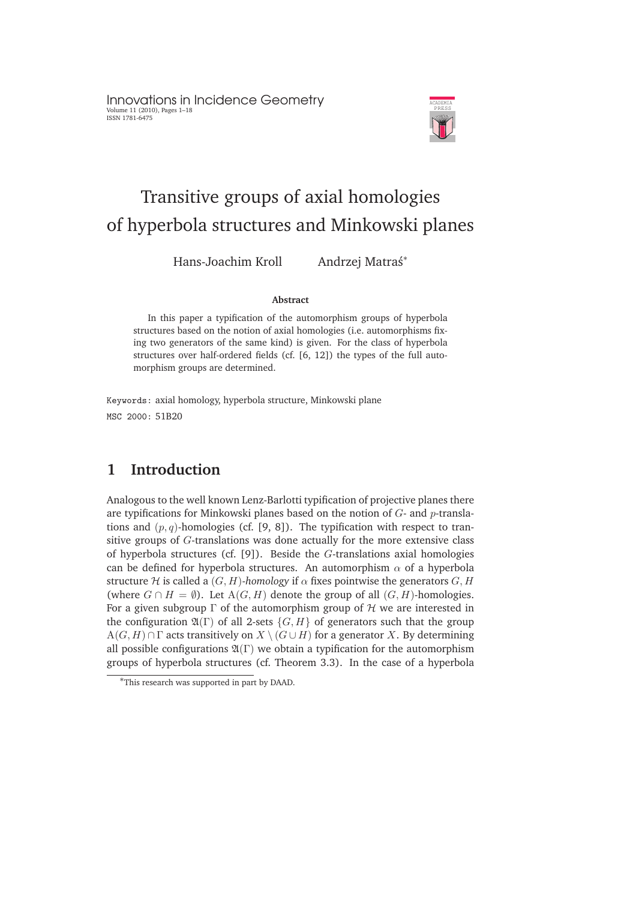# Transitive groups of axial homologies of hyperbola structures and Minkowski planes

Hans-Joachim Kroll    Andrzej Matraś[*]

**Abstract**

In this paper a typification of the automorphism groups of hyperbola structures based on the notion of axial homologies (i.e. automorphisms fixing two generators of the same kind) is given. For the class of hyperbola structures over half-ordered fields (cf. [6, 12]) the types of the full automorphism groups are determined.

Keywords: axial homology, hyperbola structure, Minkowski plane

MSC 2000: 51B20

## 1 Introduction

Analogous to the well known Lenz-Barlotti typification of projective planes there are typifications for Minkowski planes based on the notion of $G$- and $p$-translations and $(p, q)$-homologies (cf. [9, 8]). The typification with respect to transitive groups of $G$-translations was done actually for the more extensive class of hyperbola structures (cf. [9]). Beside the $G$-translations axial homologies can be defined for hyperbola structures. An automorphism $\alpha$ of a hyperbola structure $\mathcal{H}$ is called a *$(G, H)$-homology* if $\alpha$ fixes pointwise the generators $G, H$ (where $G \cap H = \emptyset$). Let $\mathrm{A}(G, H)$ denote the group of all $(G, H)$-homologies. For a given subgroup $\Gamma$ of the automorphism group of $\mathcal{H}$ we are interested in the configuration $\mathfrak{A}(\Gamma)$ of all 2-sets $\{G, H\}$ of generators such that the group $\mathrm{A}(G, H) \cap \Gamma$ acts transitively on $X \setminus (G \cup H)$ for a generator $X$. By determining all possible configurations $\mathfrak{A}(\Gamma)$ we obtain a typification for the automorphism groups of hyperbola structures (cf. Theorem 3.3). In the case of a hyperbola

[*]This research was supported in part by DAAD.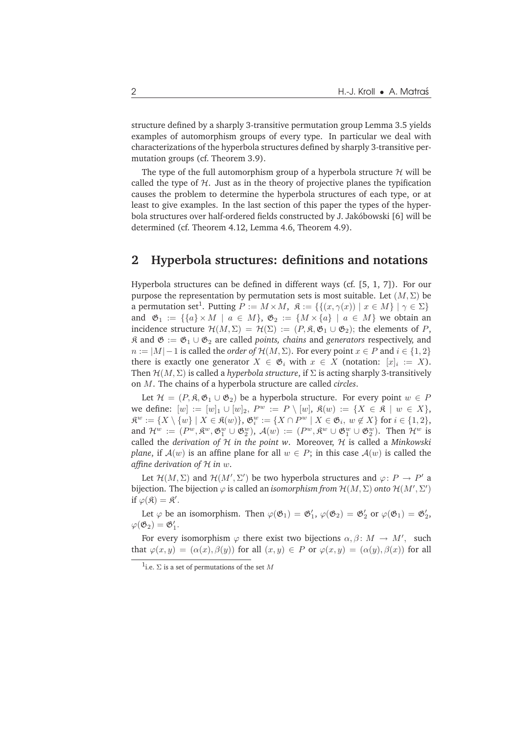structure defined by a sharply 3-transitive permutation group Lemma 3.5 yields examples of automorphism groups of every type. In particular we deal with characterizations of the hyperbola structures defined by sharply 3-transitive permutation groups (cf. Theorem 3.9).

The type of the full automorphism group of a hyperbola structure $\mathcal{H}$ will be called the type of $\mathcal{H}$. Just as in the theory of projective planes the typification causes the problem to determine the hyperbola structures of each type, or at least to give examples. In the last section of this paper the types of the hyperbola structures over half-ordered fields constructed by J. Jakóbowski [6] will be determined (cf. Theorem 4.12, Lemma 4.6, Theorem 4.9).

## 2 Hyperbola structures: definitions and notations

Hyperbola structures can be defined in different ways (cf. [5, 1, 7]). For our purpose the representation by permutation sets is most suitable. Let $(M, \Sigma)$ be a permutation set[1]. Putting $P := M \times M$, $\mathfrak{K} := \{\{(x, \gamma(x)) \mid x \in M\} \mid \gamma \in \Sigma\}$ and $\mathfrak{G}_1 := \{\{a\} \times M \mid a \in M\}$, $\mathfrak{G}_2 := \{M \times \{a\} \mid a \in M\}$ we obtain an incidence structure $\mathcal{H}(M, \Sigma) = \mathcal{H}(\Sigma) := (P, \mathfrak{K}, \mathfrak{G}_1 \cup \mathfrak{G}_2)$; the elements of $P$, $\mathfrak{K}$ and $\mathfrak{G} := \mathfrak{G}_1 \cup \mathfrak{G}_2$ are called *points, chains* and *generators* respectively, and $n := |M| - 1$ is called the *order of* $\mathcal{H}(M, \Sigma)$. For every point $x \in P$ and $i \in \{1, 2\}$ there is exactly one generator $X \in \mathfrak{G}_i$ with $x \in X$ (notation: $[x]_i := X$). Then $\mathcal{H}(M, \Sigma)$ is called a *hyperbola structure*, if $\Sigma$ is acting sharply 3-transitively on $M$. The chains of a hyperbola structure are called *circles*.

Let $\mathcal{H} = (P, \mathfrak{K}, \mathfrak{G}_1 \cup \mathfrak{G}_2)$ be a hyperbola structure. For every point $w \in P$ we define: $[w] := [w]_1 \cup [w]_2$, $P^w := P \setminus [w]$, $\mathfrak{K}(w) := \{X \in \mathfrak{K} \mid w \in X\}$, $\mathfrak{K}^w := \{X \setminus \{w\} \mid X \in \mathfrak{K}(w)\}$, $\mathfrak{G}_i^w := \{X \cap P^w \mid X \in \mathfrak{G}_i,\ w \notin X\}$ for $i \in \{1, 2\}$, and $\mathcal{H}^w := (P^w, \mathfrak{K}^w, \mathfrak{G}_1^w \cup \mathfrak{G}_2^w)$, $\mathcal{A}(w) := (P^w, \mathfrak{K}^w \cup \mathfrak{G}_1^w \cup \mathfrak{G}_2^w)$. Then $\mathcal{H}^w$ is called the *derivation of* $\mathcal{H}$ *in the point* $w$. Moreover, $\mathcal{H}$ is called a *Minkowski plane*, if $\mathcal{A}(w)$ is an affine plane for all $w \in P$; in this case $\mathcal{A}(w)$ is called the *affine derivation of* $\mathcal{H}$ *in* $w$.

Let $\mathcal{H}(M, \Sigma)$ and $\mathcal{H}(M', \Sigma')$ be two hyperbola structures and $\varphi \colon P \to P'$ a bijection. The bijection $\varphi$ is called an *isomorphism from* $\mathcal{H}(M, \Sigma)$ *onto* $\mathcal{H}(M', \Sigma')$ if $\varphi(\mathfrak{K}) = \mathfrak{K}'$.

Let $\varphi$ be an isomorphism. Then $\varphi(\mathfrak{G}_1) = \mathfrak{G}_1'$, $\varphi(\mathfrak{G}_2) = \mathfrak{G}_2'$ or $\varphi(\mathfrak{G}_1) = \mathfrak{G}_2'$, $\varphi(\mathfrak{G}_2) = \mathfrak{G}_1'$.

For every isomorphism $\varphi$ there exist two bijections $\alpha, \beta \colon M \to M'$, such that $\varphi(x, y) = (\alpha(x), \beta(y))$ for all $(x, y) \in P$ or $\varphi(x, y) = (\alpha(y), \beta(x))$ for all

[1] i.e. $\Sigma$ is a set of permutations of the set $M$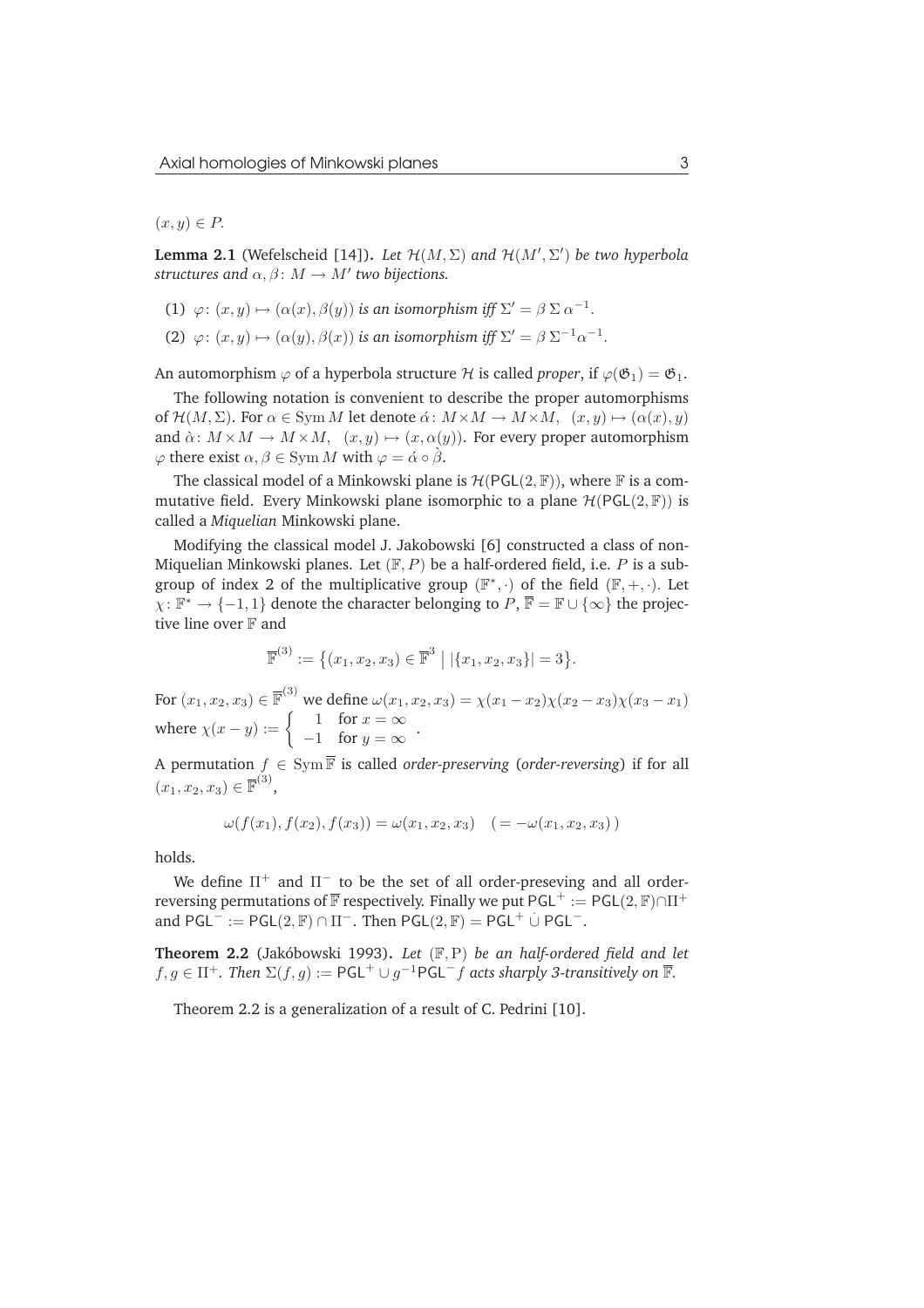$(x, y) \in P$.

**Lemma 2.1** (Wefelscheid [14])**.** *Let $\mathcal{H}(M,\Sigma)$ and $\mathcal{H}(M',\Sigma')$ be two hyperbola structures and $\alpha, \beta \colon M \to M'$ two bijections.*

(1) $\varphi \colon (x,y) \mapsto (\alpha(x), \beta(y))$ *is an isomorphism iff* $\Sigma' = \beta\,\Sigma\,\alpha^{-1}$.

(2) $\varphi \colon (x,y) \mapsto (\alpha(y), \beta(x))$ *is an isomorphism iff* $\Sigma' = \beta\,\Sigma^{-1}\alpha^{-1}$.

An automorphism $\varphi$ of a hyperbola structure $\mathcal{H}$ is called *proper*, if $\varphi(\mathfrak{G}_1) = \mathfrak{G}_1$.

The following notation is convenient to describe the proper automorphisms of $\mathcal{H}(M,\Sigma)$. For $\alpha \in \operatorname{Sym} M$ let denote $\acute{\alpha} \colon M \times M \to M \times M,\ \ (x,y) \mapsto (\alpha(x), y)$ and $\grave{\alpha} \colon M \times M \to M \times M,\ \ (x,y) \mapsto (x, \alpha(y))$. For every proper automorphism $\varphi$ there exist $\alpha, \beta \in \operatorname{Sym} M$ with $\varphi = \acute{\alpha} \circ \grave{\beta}$.

The classical model of a Minkowski plane is $\mathcal{H}(\mathsf{PGL}(2,\mathbb{F}))$, where $\mathbb{F}$ is a commutative field. Every Minkowski plane isomorphic to a plane $\mathcal{H}(\mathsf{PGL}(2,\mathbb{F}))$ is called a *Miquelian* Minkowski plane.

Modifying the classical model J. Jakobowski [6] constructed a class of non-Miquelian Minkowski planes. Let $(\mathbb{F}, P)$ be a half-ordered field, i.e. $P$ is a subgroup of index 2 of the multiplicative group $(\mathbb{F}^*, \cdot)$ of the field $(\mathbb{F}, +, \cdot)$. Let $\chi \colon \mathbb{F}^* \to \{-1, 1\}$ denote the character belonging to $P$, $\overline{\mathbb{F}} = \mathbb{F} \cup \{\infty\}$ the projective line over $\mathbb{F}$ and

$$\overline{\mathbb{F}}^{(3)} := \big\{(x_1, x_2, x_3) \in \overline{\mathbb{F}}^3 \;\big|\; |\{x_1, x_2, x_3\}| = 3\big\}.$$

For $(x_1, x_2, x_3) \in \overline{\mathbb{F}}^{(3)}$ we define $\omega(x_1, x_2, x_3) = \chi(x_1 - x_2)\chi(x_2 - x_3)\chi(x_3 - x_1)$ where $\chi(x - y) := \begin{cases} 1 & \text{for } x = \infty \\ -1 & \text{for } y = \infty \end{cases}$.

A permutation $f \in \operatorname{Sym} \overline{\mathbb{F}}$ is called *order-preserving* (*order-reversing*) if for all $(x_1, x_2, x_3) \in \overline{\mathbb{F}}^{(3)}$,

$$\omega(f(x_1), f(x_2), f(x_3)) = \omega(x_1, x_2, x_3) \quad (= -\omega(x_1, x_2, x_3)\,)$$

holds.

We define $\Pi^+$ and $\Pi^-$ to be the set of all order-preseving and all order-reversing permutations of $\overline{\mathbb{F}}$ respectively. Finally we put $\mathsf{PGL}^+ := \mathsf{PGL}(2,\mathbb{F}) \cap \Pi^+$ and $\mathsf{PGL}^- := \mathsf{PGL}(2,\mathbb{F}) \cap \Pi^-$. Then $\mathsf{PGL}(2,\mathbb{F}) = \mathsf{PGL}^+ \,\dot{\cup}\, \mathsf{PGL}^-$.

**Theorem 2.2** (Jakóbowski 1993)**.** *Let $(\mathbb{F}, \mathrm{P})$ be an half-ordered field and let $f, g \in \Pi^+$. Then $\Sigma(f,g) := \mathsf{PGL}^+ \cup g^{-1}\mathsf{PGL}^- f$ acts sharply 3-transitively on $\overline{\mathbb{F}}$.*

Theorem 2.2 is a generalization of a result of C. Pedrini [10].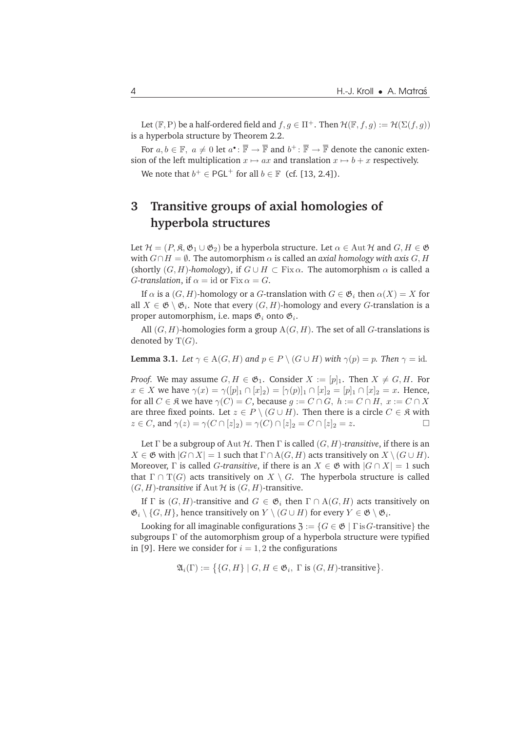Let $(\mathbb{F}, \mathrm{P})$ be a half-ordered field and $f, g \in \Pi^+$. Then $\mathcal{H}(\mathbb{F}, f, g) := \mathcal{H}(\Sigma(f, g))$ is a hyperbola structure by Theorem 2.2.

For $a, b \in \mathbb{F},\ a \neq 0$ let $a^\bullet \colon \overline{\mathbb{F}} \to \overline{\mathbb{F}}$ and $b^+ \colon \overline{\mathbb{F}} \to \overline{\mathbb{F}}$ denote the canonic extension of the left multiplication $x \mapsto ax$ and translation $x \mapsto b + x$ respectively.

We note that $b^+ \in \mathsf{PGL}^+$ for all $b \in \mathbb{F}$ (cf. [13, 2.4]).

## 3 Transitive groups of axial homologies of hyperbola structures

Let $\mathcal{H} = (P, \mathfrak{K}, \mathfrak{G}_1 \cup \mathfrak{G}_2)$ be a hyperbola structure. Let $\alpha \in \operatorname{Aut}\mathcal{H}$ and $G, H \in \mathfrak{G}$ with $G \cap H = \emptyset$. The automorphism $\alpha$ is called an *axial homology with axis* $G, H$ (shortly $(G, H)$*-homology*), if $G \cup H \subset \operatorname{Fix}\alpha$. The automorphism $\alpha$ is called a $G$*-translation*, if $\alpha = \mathrm{id}$ or $\operatorname{Fix}\alpha = G$.

If $\alpha$ is a $(G, H)$-homology or a $G$-translation with $G \in \mathfrak{G}_i$ then $\alpha(X) = X$ for all $X \in \mathfrak{G} \setminus \mathfrak{G}_i$. Note that every $(G, H)$-homology and every $G$-translation is a proper automorphism, i.e. maps $\mathfrak{G}_i$ onto $\mathfrak{G}_i$.

All $(G, H)$-homologies form a group $\mathrm{A}(G, H)$. The set of all $G$-translations is denoted by $\mathrm{T}(G)$.

**Lemma 3.1.** *Let $\gamma \in \mathrm{A}(G, H)$ and $p \in P \setminus (G \cup H)$ with $\gamma(p) = p$. Then $\gamma = \mathrm{id}$.*

*Proof.* We may assume $G, H \in \mathfrak{G}_1$. Consider $X := [p]_1$. Then $X \neq G, H$. For $x \in X$ we have $\gamma(x) = \gamma([p]_1 \cap [x]_2) = [\gamma(p)]_1 \cap [x]_2 = [p]_1 \cap [x]_2 = x$. Hence, for all $C \in \mathfrak{K}$ we have $\gamma(C) = C$, because $g := C \cap G,\ h := C \cap H,\ x := C \cap X$ are three fixed points. Let $z \in P \setminus (G \cup H)$. Then there is a circle $C \in \mathfrak{K}$ with $z \in C$, and $\gamma(z) = \gamma(C \cap [z]_2) = \gamma(C) \cap [z]_2 = C \cap [z]_2 = z$. □

Let $\Gamma$ be a subgroup of $\operatorname{Aut}\mathcal{H}$. Then $\Gamma$ is called $(G, H)$*-transitive*, if there is an $X \in \mathfrak{G}$ with $|G \cap X| = 1$ such that $\Gamma \cap \mathrm{A}(G, H)$ acts transitively on $X \setminus (G \cup H)$. Moreover, $\Gamma$ is called $G$*-transitive*, if there is an $X \in \mathfrak{G}$ with $|G \cap X| = 1$ such that $\Gamma \cap \mathrm{T}(G)$ acts transitively on $X \setminus G$. The hyperbola structure is called $(G, H)$*-transitive* if $\operatorname{Aut}\mathcal{H}$ is $(G, H)$-transitive.

If $\Gamma$ is $(G, H)$-transitive and $G \in \mathfrak{G}_i$ then $\Gamma \cap \mathrm{A}(G, H)$ acts transitively on $\mathfrak{G}_i \setminus \{G, H\}$, hence transitively on $Y \setminus (G \cup H)$ for every $Y \in \mathfrak{G} \setminus \mathfrak{G}_i$.

Looking for all imaginable configurations $\mathfrak{Z} := \{G \in \mathfrak{G} \mid \Gamma \text{ is } G\text{-transitive}\}$ the subgroups $\Gamma$ of the automorphism group of a hyperbola structure were typified in [9]. Here we consider for $i = 1, 2$ the configurations

$$\mathfrak{A}_i(\Gamma) := \bigl\{\{G, H\} \mid G, H \in \mathfrak{G}_i,\ \Gamma \text{ is } (G, H)\text{-transitive}\bigr\}.$$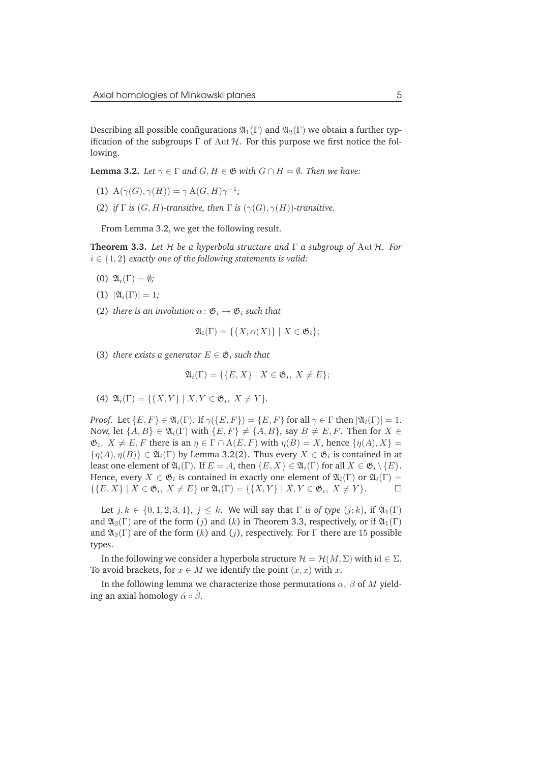Describing all possible configurations $\mathfrak{A}_1(\Gamma)$ and $\mathfrak{A}_2(\Gamma)$ we obtain a further typification of the subgroups $\Gamma$ of $\operatorname{Aut}\mathcal{H}$. For this purpose we first notice the following.

**Lemma 3.2.** *Let $\gamma \in \Gamma$ and $G, H \in \mathfrak{G}$ with $G \cap H = \emptyset$. Then we have:*

(1) $\mathrm{A}(\gamma(G), \gamma(H)) = \gamma\,\mathrm{A}(G, H)\gamma^{-1}$*;*

(2) *if $\Gamma$ is $(G, H)$-transitive, then $\Gamma$ is $(\gamma(G), \gamma(H))$-transitive.*

From Lemma 3.2, we get the following result.

**Theorem 3.3.** *Let $\mathcal{H}$ be a hyperbola structure and $\Gamma$ a subgroup of $\operatorname{Aut}\mathcal{H}$. For $i \in \{1, 2\}$ exactly one of the following statements is valid:*

(0) $\mathfrak{A}_i(\Gamma) = \emptyset$*;*

(1) $|\mathfrak{A}_i(\Gamma)| = 1$*;*

(2) *there is an involution $\alpha\colon \mathfrak{G}_i \to \mathfrak{G}_i$ such that*

$$\mathfrak{A}_i(\Gamma) = \{\{X, \alpha(X)\} \mid X \in \mathfrak{G}_i\};$$

(3) *there exists a generator $E \in \mathfrak{G}_i$ such that*

$$\mathfrak{A}_i(\Gamma) = \{\{E, X\} \mid X \in \mathfrak{G}_i,\ X \neq E\};$$

(4) $\mathfrak{A}_i(\Gamma) = \{\{X, Y\} \mid X, Y \in \mathfrak{G}_i,\ X \neq Y\}$.

*Proof.* Let $\{E, F\} \in \mathfrak{A}_i(\Gamma)$. If $\gamma(\{E, F\}) = \{E, F\}$ for all $\gamma \in \Gamma$ then $|\mathfrak{A}_i(\Gamma)| = 1$. Now, let $\{A, B\} \in \mathfrak{A}_i(\Gamma)$ with $\{E, F\} \neq \{A, B\}$, say $B \neq E, F$. Then for $X \in \mathfrak{G}_i,\ X \neq E, F$ there is an $\eta \in \Gamma \cap \mathrm{A}(E, F)$ with $\eta(B) = X$, hence $\{\eta(A), X\} = \{\eta(A), \eta(B)\} \in \mathfrak{A}_i(\Gamma)$ by Lemma 3.2(2). Thus every $X \in \mathfrak{G}_i$ is contained in at least one element of $\mathfrak{A}_i(\Gamma)$. If $E = A$, then $\{E, X\} \in \mathfrak{A}_i(\Gamma)$ for all $X \in \mathfrak{G}_i \setminus \{E\}$. Hence, every $X \in \mathfrak{G}_i$ is contained in exactly one element of $\mathfrak{A}_i(\Gamma)$ or $\mathfrak{A}_i(\Gamma) = \{\{E, X\} \mid X \in \mathfrak{G}_i,\ X \neq E\}$ or $\mathfrak{A}_i(\Gamma) = \{\{X, Y\} \mid X, Y \in \mathfrak{G}_i,\ X \neq Y\}$. $\square$

Let $j, k \in \{0, 1, 2, 3, 4\}$, $j \leq k$. We will say that $\Gamma$ *is of type* $(j; k)$, if $\mathfrak{A}_1(\Gamma)$ and $\mathfrak{A}_2(\Gamma)$ are of the form $(j)$ and $(k)$ in Theorem 3.3, respectively, or if $\mathfrak{A}_1(\Gamma)$ and $\mathfrak{A}_2(\Gamma)$ are of the form $(k)$ and $(j)$, respectively. For $\Gamma$ there are 15 possible types.

In the following we consider a hyperbola structure $\mathcal{H} = \mathcal{H}(M, \Sigma)$ with $\mathrm{id} \in \Sigma$. To avoid brackets, for $x \in M$ we identify the point $(x, x)$ with $x$.

In the following lemma we characterize those permutations $\alpha,\ \beta$ of $M$ yielding an axial homology $\acute{\alpha} \circ \grave{\beta}$.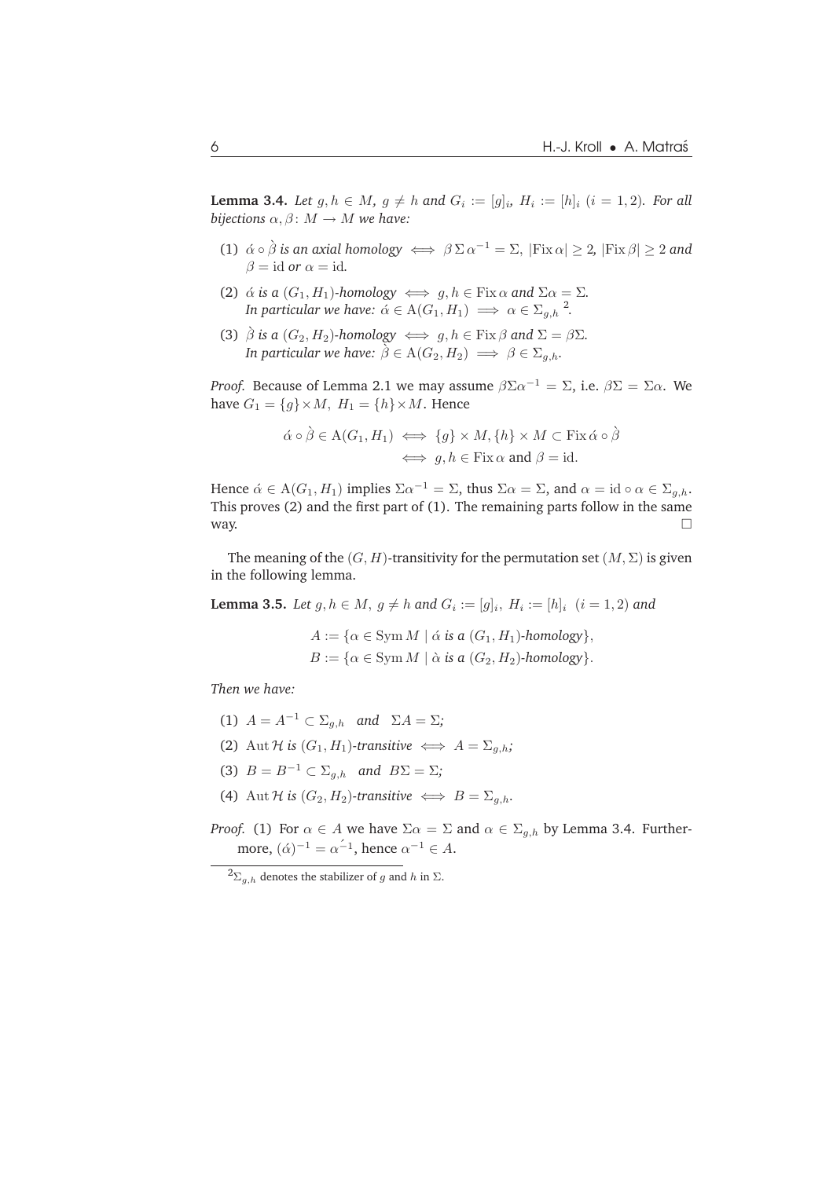**Lemma 3.4.** *Let $g, h \in M$, $g \neq h$ and $G_i := [g]_i$, $H_i := [h]_i$ $(i = 1, 2)$. For all bijections $\alpha, \beta \colon M \to M$ we have:*

1. $\acute{\alpha} \circ \grave{\beta}$ *is an axial homology* $\iff \beta \, \Sigma \, \alpha^{-1} = \Sigma$, $|\mathrm{Fix}\, \alpha| \geq 2$, $|\mathrm{Fix}\, \beta| \geq 2$ *and* $\beta = \mathrm{id}$ *or* $\alpha = \mathrm{id}$.
2. $\acute{\alpha}$ *is a $(G_1, H_1)$-homology* $\iff g, h \in \mathrm{Fix}\, \alpha$ *and* $\Sigma\alpha = \Sigma$.
   *In particular we have:* $\acute{\alpha} \in \mathrm{A}(G_1, H_1) \implies \alpha \in \Sigma_{g,h}$ [2].
3. $\grave{\beta}$ *is a $(G_2, H_2)$-homology* $\iff g, h \in \mathrm{Fix}\, \beta$ *and* $\Sigma = \beta\Sigma$.
   *In particular we have:* $\grave{\beta} \in \mathrm{A}(G_2, H_2) \implies \beta \in \Sigma_{g,h}$.

*Proof.* Because of Lemma 2.1 we may assume $\beta\Sigma\alpha^{-1} = \Sigma$, i.e. $\beta\Sigma = \Sigma\alpha$. We have $G_1 = \{g\} \times M$, $H_1 = \{h\} \times M$. Hence

$$
\begin{aligned}
\acute{\alpha} \circ \grave{\beta} \in \mathrm{A}(G_1, H_1) &\iff \{g\} \times M, \{h\} \times M \subset \mathrm{Fix}\, \acute{\alpha} \circ \grave{\beta} \\
&\iff g, h \in \mathrm{Fix}\, \alpha \text{ and } \beta = \mathrm{id}.
\end{aligned}
$$

Hence $\acute{\alpha} \in \mathrm{A}(G_1, H_1)$ implies $\Sigma\alpha^{-1} = \Sigma$, thus $\Sigma\alpha = \Sigma$, and $\alpha = \mathrm{id} \circ \alpha \in \Sigma_{g,h}$. This proves (2) and the first part of (1). The remaining parts follow in the same way. $\square$

The meaning of the $(G, H)$-transitivity for the permutation set $(M, \Sigma)$ is given in the following lemma.

**Lemma 3.5.** *Let $g, h \in M$, $g \neq h$ and $G_i := [g]_i$, $H_i := [h]_i$ $(i = 1, 2)$ and*

$$
\begin{aligned}
A &:= \{\alpha \in \mathrm{Sym}\, M \mid \acute{\alpha} \text{ is a } (G_1, H_1)\text{-homology}\}, \\
B &:= \{\alpha \in \mathrm{Sym}\, M \mid \grave{\alpha} \text{ is a } (G_2, H_2)\text{-homology}\}.
\end{aligned}
$$

*Then we have:*

1. $A = A^{-1} \subset \Sigma_{g,h}$ *and* $\Sigma A = \Sigma$;
2. $\mathrm{Aut}\, \mathcal{H}$ *is $(G_1, H_1)$-transitive* $\iff A = \Sigma_{g,h}$;
3. $B = B^{-1} \subset \Sigma_{g,h}$ *and* $B\Sigma = \Sigma$;
4. $\mathrm{Aut}\, \mathcal{H}$ *is $(G_2, H_2)$-transitive* $\iff B = \Sigma_{g,h}$.

*Proof.* (1) For $\alpha \in A$ we have $\Sigma\alpha = \Sigma$ and $\alpha \in \Sigma_{g,h}$ by Lemma 3.4. Furthermore, $(\acute{\alpha})^{-1} = \acute{\alpha^{-1}}$, hence $\alpha^{-1} \in A$.

[2] $\Sigma_{g,h}$ denotes the stabilizer of $g$ and $h$ in $\Sigma$.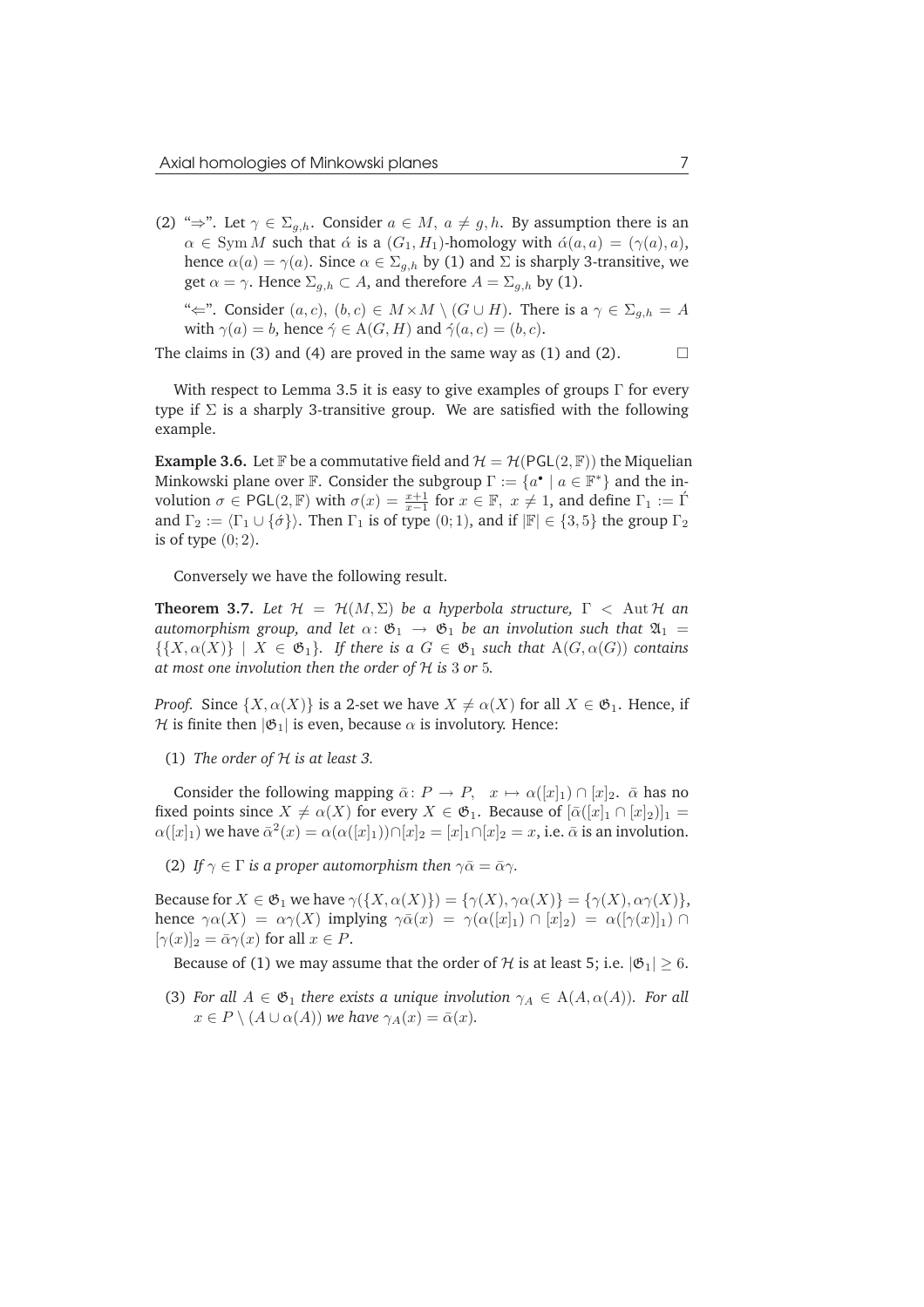(2) "⇒". Let $\gamma \in \Sigma_{g,h}$. Consider $a \in M,\ a \neq g, h$. By assumption there is an $\alpha \in \operatorname{Sym} M$ such that $\acute{\alpha}$ is a $(G_1, H_1)$-homology with $\acute{\alpha}(a,a) = (\gamma(a), a)$, hence $\alpha(a) = \gamma(a)$. Since $\alpha \in \Sigma_{g,h}$ by (1) and $\Sigma$ is sharply 3-transitive, we get $\alpha = \gamma$. Hence $\Sigma_{g,h} \subset A$, and therefore $A = \Sigma_{g,h}$ by (1).

"⇐". Consider $(a,c),\ (b,c) \in M \times M \setminus (G \cup H)$. There is a $\gamma \in \Sigma_{g,h} = A$ with $\gamma(a) = b$, hence $\acute{\gamma} \in \mathrm{A}(G,H)$ and $\acute{\gamma}(a,c) = (b,c)$.

The claims in (3) and (4) are proved in the same way as (1) and (2). □

With respect to Lemma 3.5 it is easy to give examples of groups $\Gamma$ for every type if $\Sigma$ is a sharply 3-transitive group. We are satisfied with the following example.

**Example 3.6.** Let $\mathbb{F}$ be a commutative field and $\mathcal{H} = \mathcal{H}(\mathsf{PGL}(2,\mathbb{F}))$ the Miquelian Minkowski plane over $\mathbb{F}$. Consider the subgroup $\Gamma := \{a^\bullet \mid a \in \mathbb{F}^*\}$ and the involution $\sigma \in \mathsf{PGL}(2,\mathbb{F})$ with $\sigma(x) = \frac{x+1}{x-1}$ for $x \in \mathbb{F},\ x \neq 1$, and define $\Gamma_1 := \acute{\Gamma}$ and $\Gamma_2 := \langle \Gamma_1 \cup \{\acute{\sigma}\}\rangle$. Then $\Gamma_1$ is of type $(0;1)$, and if $|\mathbb{F}| \in \{3,5\}$ the group $\Gamma_2$ is of type $(0;2)$.

Conversely we have the following result.

**Theorem 3.7.** *Let $\mathcal{H} = \mathcal{H}(M,\Sigma)$ be a hyperbola structure, $\Gamma < \operatorname{Aut}\mathcal{H}$ an automorphism group, and let $\alpha\colon \mathfrak{G}_1 \to \mathfrak{G}_1$ be an involution such that $\mathfrak{A}_1 = \{\{X, \alpha(X)\} \mid X \in \mathfrak{G}_1\}$. If there is a $G \in \mathfrak{G}_1$ such that $\mathrm{A}(G, \alpha(G))$ contains at most one involution then the order of $\mathcal{H}$ is 3 or 5.*

*Proof.* Since $\{X, \alpha(X)\}$ is a 2-set we have $X \neq \alpha(X)$ for all $X \in \mathfrak{G}_1$. Hence, if $\mathcal{H}$ is finite then $|\mathfrak{G}_1|$ is even, because $\alpha$ is involutory. Hence:

(1) *The order of $\mathcal{H}$ is at least 3.*

Consider the following mapping $\bar{\alpha}\colon P \to P,\quad x \mapsto \alpha([x]_1) \cap [x]_2$. $\bar{\alpha}$ has no fixed points since $X \neq \alpha(X)$ for every $X \in \mathfrak{G}_1$. Because of $[\bar{\alpha}([x]_1 \cap [x]_2)]_1 = \alpha([x]_1)$ we have $\bar{\alpha}^2(x) = \alpha(\alpha([x]_1)) \cap [x]_2 = [x]_1 \cap [x]_2 = x$, i.e. $\bar{\alpha}$ is an involution.

(2) *If $\gamma \in \Gamma$ is a proper automorphism then $\gamma\bar{\alpha} = \bar{\alpha}\gamma$.*

Because for $X \in \mathfrak{G}_1$ we have $\gamma(\{X, \alpha(X)\}) = \{\gamma(X), \gamma\alpha(X)\} = \{\gamma(X), \alpha\gamma(X)\}$, hence $\gamma\alpha(X) = \alpha\gamma(X)$ implying $\gamma\bar{\alpha}(x) = \gamma(\alpha([x]_1) \cap [x]_2) = \alpha([\gamma(x)]_1) \cap [\gamma(x)]_2 = \bar{\alpha}\gamma(x)$ for all $x \in P$.

Because of (1) we may assume that the order of $\mathcal{H}$ is at least 5; i.e. $|\mathfrak{G}_1| \geq 6$.

(3) *For all $A \in \mathfrak{G}_1$ there exists a unique involution $\gamma_A \in \mathrm{A}(A, \alpha(A))$. For all $x \in P \setminus (A \cup \alpha(A))$ we have $\gamma_A(x) = \bar{\alpha}(x)$.*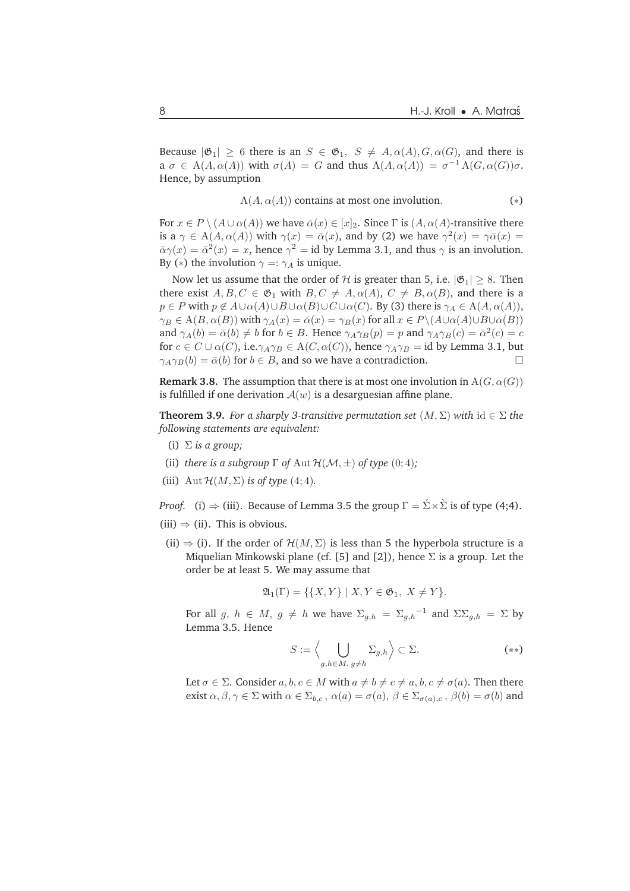Because $|\mathfrak{G}_1| \geq 6$ there is an $S \in \mathfrak{G}_1$, $S \neq A, \alpha(A), G, \alpha(G)$, and there is a $\sigma \in \mathrm{A}(A, \alpha(A))$ with $\sigma(A) = G$ and thus $\mathrm{A}(A, \alpha(A)) = \sigma^{-1}\mathrm{A}(G, \alpha(G))\sigma$. Hence, by assumption

$$\mathrm{A}(A, \alpha(A)) \text{ contains at most one involution.} \qquad (*)$$

For $x \in P \setminus (A \cup \alpha(A))$ we have $\bar{\alpha}(x) \in [x]_2$. Since $\Gamma$ is $(A, \alpha(A))$-transitive there is a $\gamma \in \mathrm{A}(A, \alpha(A))$ with $\gamma(x) = \bar{\alpha}(x)$, and by (2) we have $\gamma^2(x) = \gamma\bar{\alpha}(x) = \bar{\alpha}\gamma(x) = \bar{\alpha}^2(x) = x$, hence $\gamma^2 = \mathrm{id}$ by Lemma 3.1, and thus $\gamma$ is an involution. By $(*)$ the involution $\gamma =: \gamma_A$ is unique.

Now let us assume that the order of $\mathcal{H}$ is greater than 5, i.e. $|\mathfrak{G}_1| \geq 8$. Then there exist $A, B, C \in \mathfrak{G}_1$ with $B, C \neq A, \alpha(A)$, $C \neq B, \alpha(B)$, and there is a $p \in P$ with $p \notin A \cup \alpha(A) \cup B \cup \alpha(B) \cup C \cup \alpha(C)$. By (3) there is $\gamma_A \in \mathrm{A}(A, \alpha(A))$, $\gamma_B \in \mathrm{A}(B, \alpha(B))$ with $\gamma_A(x) = \bar{\alpha}(x) = \gamma_B(x)$ for all $x \in P \setminus (A \cup \alpha(A) \cup B \cup \alpha(B))$ and $\gamma_A(b) = \bar{\alpha}(b) \neq b$ for $b \in B$. Hence $\gamma_A\gamma_B(p) = p$ and $\gamma_A\gamma_B(c) = \bar{\alpha}^2(c) = c$ for $c \in C \cup \alpha(C)$, i.e.$\gamma_A\gamma_B \in \mathrm{A}(C, \alpha(C))$, hence $\gamma_A\gamma_B = \mathrm{id}$ by Lemma 3.1, but $\gamma_A\gamma_B(b) = \bar{\alpha}(b)$ for $b \in B$, and so we have a contradiction. □

**Remark 3.8.** The assumption that there is at most one involution in $\mathrm{A}(G, \alpha(G))$ is fulfilled if one derivation $\mathcal{A}(w)$ is a desarguesian affine plane.

**Theorem 3.9.** *For a sharply 3-transitive permutation set $(M, \Sigma)$ with $\mathrm{id} \in \Sigma$ the following statements are equivalent:*

(i) *$\Sigma$ is a group;*

(ii) *there is a subgroup $\Gamma$ of $\mathrm{Aut}\,\mathcal{H}(\mathcal{M}, \pm)$ of type $(0; 4)$;*

(iii) *$\mathrm{Aut}\,\mathcal{H}(M, \Sigma)$ is of type $(4; 4)$.*

*Proof.* (i) $\Rightarrow$ (iii). Because of Lemma 3.5 the group $\Gamma = \acute{\Sigma} \times \grave{\Sigma}$ is of type (4;4).

(iii) $\Rightarrow$ (ii). This is obvious.

(ii) $\Rightarrow$ (i). If the order of $\mathcal{H}(M, \Sigma)$ is less than 5 the hyperbola structure is a Miquelian Minkowski plane (cf. [5] and [2]), hence $\Sigma$ is a group. Let the order be at least 5. We may assume that

$$\mathfrak{A}_1(\Gamma) = \{\{X, Y\} \mid X, Y \in \mathfrak{G}_1,\ X \neq Y\}.$$

For all $g,\ h \in M,\ g \neq h$ we have $\Sigma_{g,h} = {\Sigma_{g,h}}^{-1}$ and $\Sigma\Sigma_{g,h} = \Sigma$ by Lemma 3.5. Hence

$$S := \Big\langle \bigcup_{g,h \in M,\ g \neq h} \Sigma_{g,h} \Big\rangle \subset \Sigma. \qquad (**)$$

Let $\sigma \in \Sigma$. Consider $a, b, c \in M$ with $a \neq b \neq c \neq a, b, c \neq \sigma(a)$. Then there exist $\alpha, \beta, \gamma \in \Sigma$ with $\alpha \in \Sigma_{b,c}$, $\alpha(a) = \sigma(a)$, $\beta \in \Sigma_{\sigma(a),c}$, $\beta(b) = \sigma(b)$ and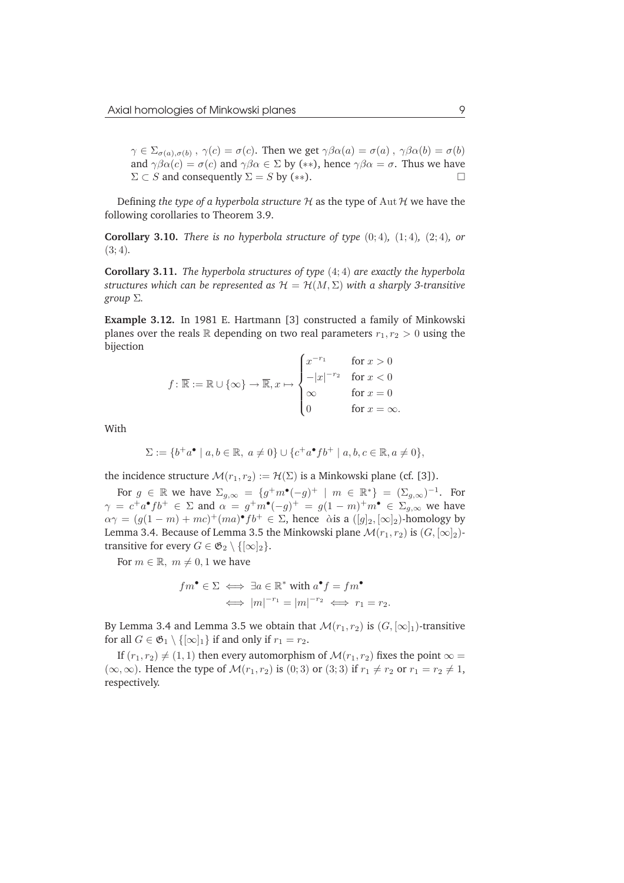$\gamma \in \Sigma_{\sigma(a),\sigma(b)}$ , $\gamma(c) = \sigma(c)$. Then we get $\gamma\beta\alpha(a) = \sigma(a)$ , $\gamma\beta\alpha(b) = \sigma(b)$ and $\gamma\beta\alpha(c) = \sigma(c)$ and $\gamma\beta\alpha \in \Sigma$ by (∗∗), hence $\gamma\beta\alpha = \sigma$. Thus we have $\Sigma \subset S$ and consequently $\Sigma = S$ by (∗∗). □

Defining *the type of a hyperbola structure* $\mathcal{H}$ as the type of $\operatorname{Aut}\mathcal{H}$ we have the following corollaries to Theorem 3.9.

**Corollary 3.10.** *There is no hyperbola structure of type* $(0;4)$*,* $(1;4)$*,* $(2;4)$*, or* $(3;4)$*.*

**Corollary 3.11.** *The hyperbola structures of type* $(4;4)$ *are exactly the hyperbola structures which can be represented as* $\mathcal{H} = \mathcal{H}(M,\Sigma)$ *with a sharply 3-transitive group* $\Sigma$*.*

**Example 3.12.** In 1981 E. Hartmann [3] constructed a family of Minkowski planes over the reals $\mathbb{R}$ depending on two real parameters $r_1, r_2 > 0$ using the bijection

$$f\colon \overline{\mathbb{R}} := \mathbb{R} \cup \{\infty\} \to \overline{\mathbb{R}}, x \mapsto \begin{cases} x^{-r_1} & \text{for } x > 0 \\ -|x|^{-r_2} & \text{for } x < 0 \\ \infty & \text{for } x = 0 \\ 0 & \text{for } x = \infty. \end{cases}$$

With

$$\Sigma := \{b^+a^\bullet \mid a,b \in \mathbb{R},\ a \neq 0\} \cup \{c^+a^\bullet f b^+ \mid a,b,c \in \mathbb{R}, a \neq 0\},$$

the incidence structure $\mathcal{M}(r_1,r_2) := \mathcal{H}(\Sigma)$ is a Minkowski plane (cf. [3]).

For $g \in \mathbb{R}$ we have $\Sigma_{g,\infty} = \{g^+m^\bullet(-g)^+ \mid m \in \mathbb{R}^*\} = (\Sigma_{g,\infty})^{-1}$. For $\gamma = c^+a^\bullet f b^+ \in \Sigma$ and $\alpha = g^+m^\bullet(-g)^+ = g(1-m)^+m^\bullet \in \Sigma_{g,\infty}$ we have $\alpha\gamma = (g(1-m)+mc)^+(ma)^\bullet f b^+ \in \Sigma$, hence $\alpha$ is a $([g]_2,[\infty]_2)$-homology by Lemma 3.4. Because of Lemma 3.5 the Minkowski plane $\mathcal{M}(r_1,r_2)$ is $(G,[\infty]_2)$-transitive for every $G \in \mathfrak{G}_2 \setminus \{[\infty]_2\}$.

For $m \in \mathbb{R},\ m \neq 0, 1$ we have

$$\begin{aligned} fm^\bullet \in \Sigma &\iff \exists a \in \mathbb{R}^* \text{ with } a^\bullet f = fm^\bullet \\ &\iff |m|^{-r_1} = |m|^{-r_2} \iff r_1 = r_2. \end{aligned}$$

By Lemma 3.4 and Lemma 3.5 we obtain that $\mathcal{M}(r_1,r_2)$ is $(G,[\infty]_1)$-transitive for all $G \in \mathfrak{G}_1 \setminus \{[\infty]_1\}$ if and only if $r_1 = r_2$.

If $(r_1,r_2) \neq (1,1)$ then every automorphism of $\mathcal{M}(r_1,r_2)$ fixes the point $\infty = (\infty,\infty)$. Hence the type of $\mathcal{M}(r_1,r_2)$ is $(0;3)$ or $(3;3)$ if $r_1 \neq r_2$ or $r_1 = r_2 \neq 1$, respectively.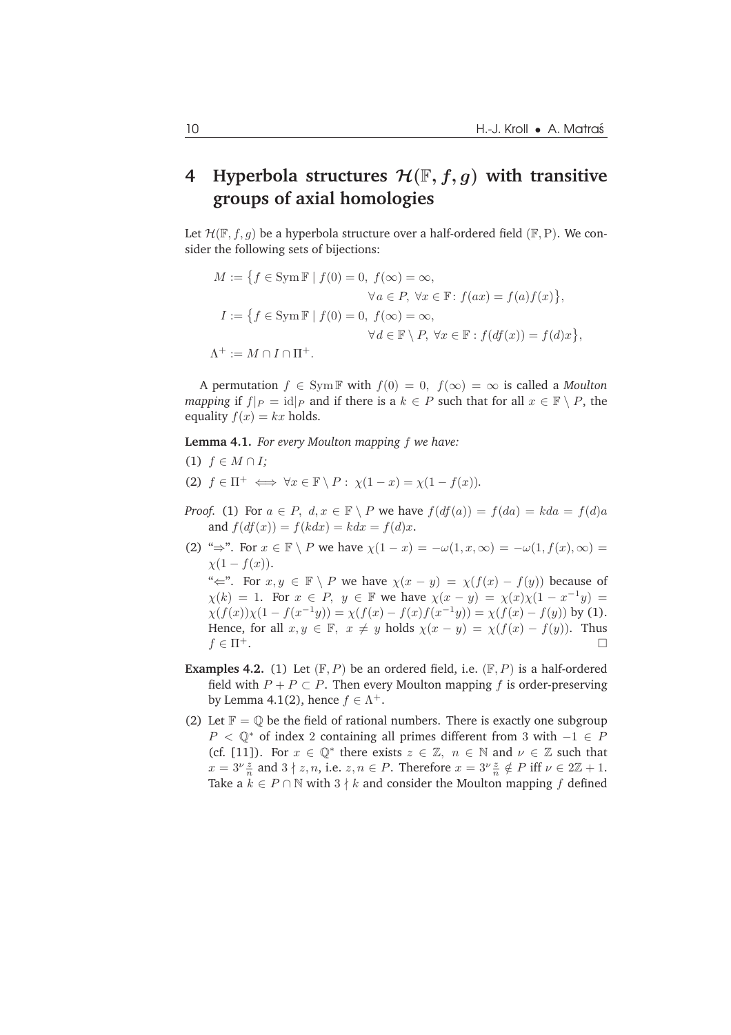# 4 Hyperbola structures $\mathcal{H}(\mathbb{F}, f, g)$ with transitive groups of axial homologies

Let $\mathcal{H}(\mathbb{F}, f, g)$ be a hyperbola structure over a half-ordered field $(\mathbb{F}, \mathrm{P})$. We consider the following sets of bijections:

$$M := \{f \in \operatorname{Sym} \mathbb{F} \mid f(0) = 0,\ f(\infty) = \infty, \\ \forall a \in P,\ \forall x \in \mathbb{F}\colon f(ax) = f(a)f(x)\},$$

$$I := \{f \in \operatorname{Sym} \mathbb{F} \mid f(0) = 0,\ f(\infty) = \infty, \\ \forall d \in \mathbb{F} \setminus P,\ \forall x \in \mathbb{F} : f(df(x)) = f(d)x\},$$

$$\Lambda^+ := M \cap I \cap \Pi^+.$$

A permutation $f \in \operatorname{Sym} \mathbb{F}$ with $f(0) = 0,\ f(\infty) = \infty$ is called a *Moulton mapping* if $f|_P = \mathrm{id}|_P$ and if there is a $k \in P$ such that for all $x \in \mathbb{F} \setminus P$, the equality $f(x) = kx$ holds.

**Lemma 4.1.** *For every Moulton mapping $f$ we have:*

(1) $f \in M \cap I$;

(2) $f \in \Pi^+ \iff \forall x \in \mathbb{F} \setminus P : \ \chi(1 - x) = \chi(1 - f(x))$.

*Proof.* (1) For $a \in P,\ d, x \in \mathbb{F} \setminus P$ we have $f(df(a)) = f(da) = kda = f(d)a$ and $f(df(x)) = f(kdx) = kdx = f(d)x$.

(2) "$\Rightarrow$". For $x \in \mathbb{F} \setminus P$ we have $\chi(1 - x) = -\omega(1, x, \infty) = -\omega(1, f(x), \infty) = \chi(1 - f(x))$.

"$\Leftarrow$". For $x, y \in \mathbb{F} \setminus P$ we have $\chi(x - y) = \chi(f(x) - f(y))$ because of $\chi(k) = 1$. For $x \in P,\ y \in \mathbb{F}$ we have $\chi(x - y) = \chi(x)\chi(1 - x^{-1}y) = \chi(f(x))\chi(1 - f(x^{-1}y)) = \chi(f(x) - f(x)f(x^{-1}y)) = \chi(f(x) - f(y))$ by (1). Hence, for all $x, y \in \mathbb{F},\ x \neq y$ holds $\chi(x - y) = \chi(f(x) - f(y))$. Thus $f \in \Pi^+$. □

**Examples 4.2.** (1) Let $(\mathbb{F}, P)$ be an ordered field, i.e. $(\mathbb{F}, P)$ is a half-ordered field with $P + P \subset P$. Then every Moulton mapping $f$ is order-preserving by Lemma 4.1(2), hence $f \in \Lambda^+$.

(2) Let $\mathbb{F} = \mathbb{Q}$ be the field of rational numbers. There is exactly one subgroup $P < \mathbb{Q}^*$ of index 2 containing all primes different from 3 with $-1 \in P$ (cf. [11]). For $x \in \mathbb{Q}^*$ there exists $z \in \mathbb{Z},\ n \in \mathbb{N}$ and $\nu \in \mathbb{Z}$ such that $x = 3^\nu \frac{z}{n}$ and $3 \nmid z, n$, i.e. $z, n \in P$. Therefore $x = 3^\nu \frac{z}{n} \notin P$ iff $\nu \in 2\mathbb{Z} + 1$. Take a $k \in P \cap \mathbb{N}$ with $3 \nmid k$ and consider the Moulton mapping $f$ defined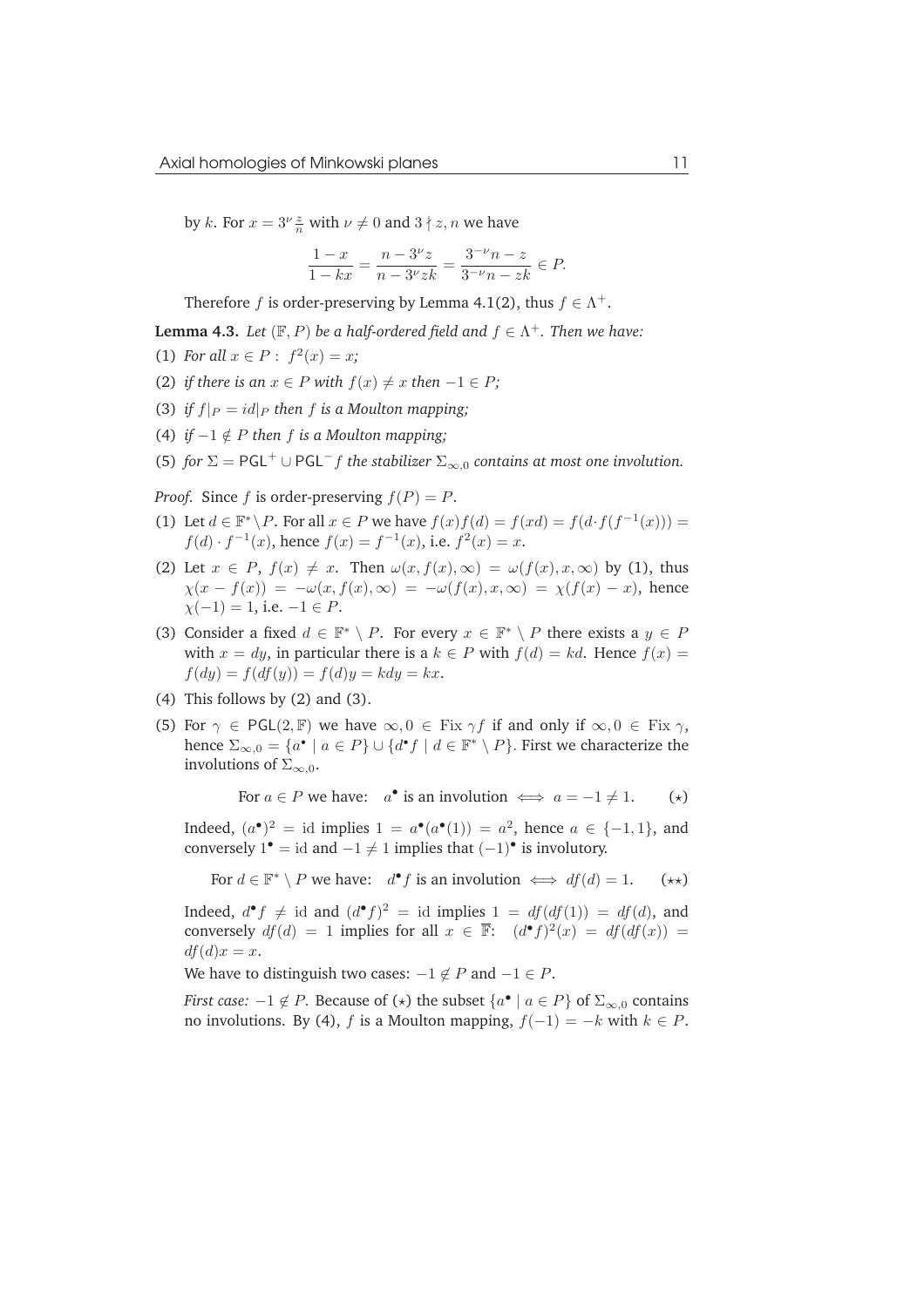by $k$. For $x = 3^\nu \frac{z}{n}$ with $\nu \neq 0$ and $3 \nmid z, n$ we have

$$\frac{1-x}{1-kx} = \frac{n-3^\nu z}{n-3^\nu zk} = \frac{3^{-\nu}n - z}{3^{-\nu}n - zk} \in P.$$

Therefore $f$ is order-preserving by Lemma 4.1(2), thus $f \in \Lambda^+$.

**Lemma 4.3.** *Let $(\mathbb{F}, P)$ be a half-ordered field and $f \in \Lambda^+$. Then we have:*

(1) *For all $x \in P$ : $f^2(x) = x$;*

(2) *if there is an $x \in P$ with $f(x) \neq x$ then $-1 \in P$;*

(3) *if $f|_P = id|_P$ then $f$ is a Moulton mapping;*

(4) *if $-1 \notin P$ then $f$ is a Moulton mapping;*

(5) *for $\Sigma = \mathsf{PGL}^+ \cup \mathsf{PGL}^- f$ the stabilizer $\Sigma_{\infty,0}$ contains at most one involution.*

*Proof.* Since $f$ is order-preserving $f(P) = P$.

(1) Let $d \in \mathbb{F}^* \setminus P$. For all $x \in P$ we have $f(x)f(d) = f(xd) = f(d \cdot f(f^{-1}(x))) = f(d) \cdot f^{-1}(x)$, hence $f(x) = f^{-1}(x)$, i.e. $f^2(x) = x$.

(2) Let $x \in P$, $f(x) \neq x$. Then $\omega(x, f(x), \infty) = \omega(f(x), x, \infty)$ by (1), thus $\chi(x - f(x)) = -\omega(x, f(x), \infty) = -\omega(f(x), x, \infty) = \chi(f(x) - x)$, hence $\chi(-1) = 1$, i.e. $-1 \in P$.

(3) Consider a fixed $d \in \mathbb{F}^* \setminus P$. For every $x \in \mathbb{F}^* \setminus P$ there exists a $y \in P$ with $x = dy$, in particular there is a $k \in P$ with $f(d) = kd$. Hence $f(x) = f(dy) = f(df(y)) = f(d)y = kdy = kx$.

(4) This follows by (2) and (3).

(5) For $\gamma \in \mathsf{PGL}(2, \mathbb{F})$ we have $\infty, 0 \in \operatorname{Fix} \gamma f$ if and only if $\infty, 0 \in \operatorname{Fix} \gamma$, hence $\Sigma_{\infty,0} = \{a^\bullet \mid a \in P\} \cup \{d^\bullet f \mid d \in \mathbb{F}^* \setminus P\}$. First we characterize the involutions of $\Sigma_{\infty,0}$.

$$\text{For } a \in P \text{ we have:} \quad a^\bullet \text{ is an involution} \iff a = -1 \neq 1. \qquad (\star)$$

Indeed, $(a^\bullet)^2 = \mathrm{id}$ implies $1 = a^\bullet(a^\bullet(1)) = a^2$, hence $a \in \{-1, 1\}$, and conversely $1^\bullet = \mathrm{id}$ and $-1 \neq 1$ implies that $(-1)^\bullet$ is involutory.

$$\text{For } d \in \mathbb{F}^* \setminus P \text{ we have:} \quad d^\bullet f \text{ is an involution} \iff df(d) = 1. \qquad (\star\star)$$

Indeed, $d^\bullet f \neq \mathrm{id}$ and $(d^\bullet f)^2 = \mathrm{id}$ implies $1 = df(df(1)) = df(d)$, and conversely $df(d) = 1$ implies for all $x \in \overline{\mathbb{F}}$: $(d^\bullet f)^2(x) = df(df(x)) = df(d)x = x$.

We have to distinguish two cases: $-1 \notin P$ and $-1 \in P$.

*First case:* $-1 \notin P$. Because of $(\star)$ the subset $\{a^\bullet \mid a \in P\}$ of $\Sigma_{\infty,0}$ contains no involutions. By (4), $f$ is a Moulton mapping, $f(-1) = -k$ with $k \in P$.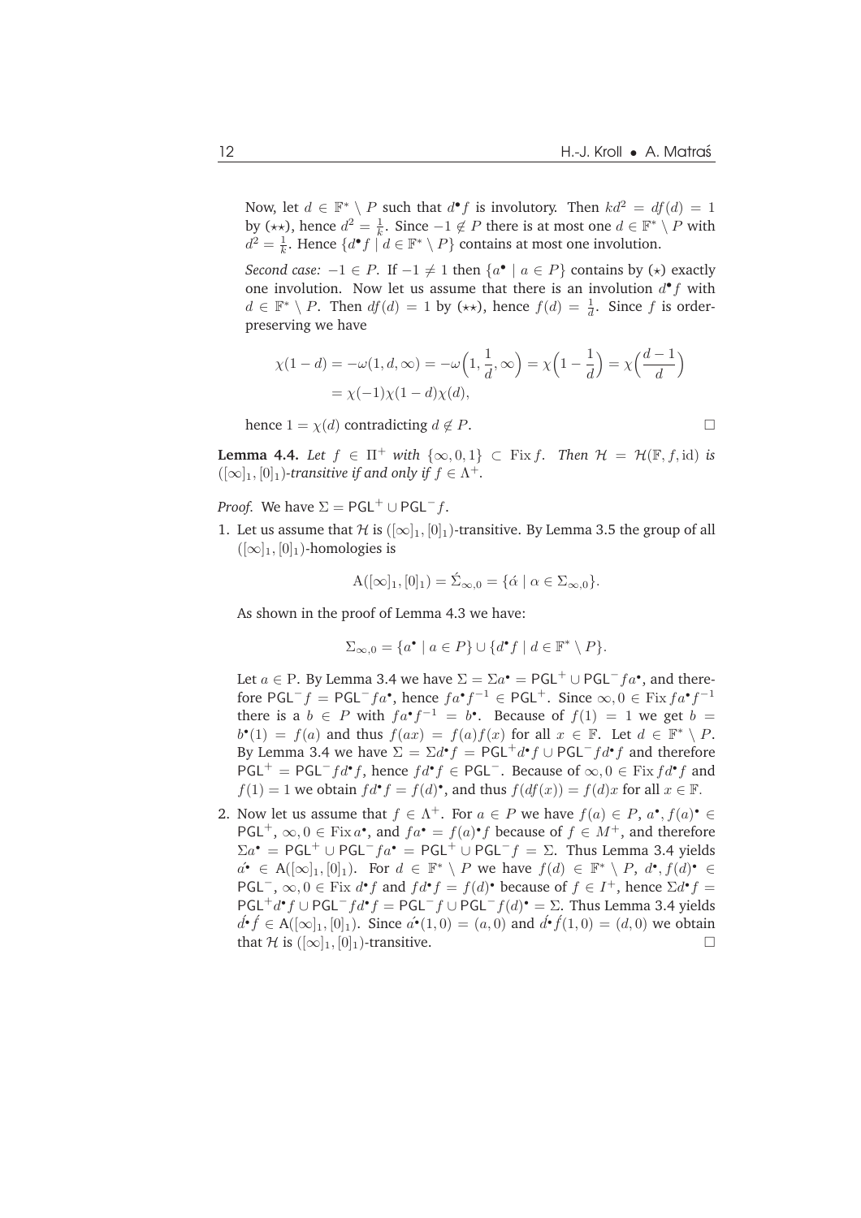Now, let $d \in \mathbb{F}^* \setminus P$ such that $d^\bullet f$ is involutory. Then $kd^2 = df(d) = 1$ by $(\star\star)$, hence $d^2 = \frac{1}{k}$. Since $-1 \notin P$ there is at most one $d \in \mathbb{F}^* \setminus P$ with $d^2 = \frac{1}{k}$. Hence $\{d^\bullet f \mid d \in \mathbb{F}^* \setminus P\}$ contains at most one involution.

*Second case:* $-1 \in P$. If $-1 \neq 1$ then $\{a^\bullet \mid a \in P\}$ contains by $(\star)$ exactly one involution. Now let us assume that there is an involution $d^\bullet f$ with $d \in \mathbb{F}^* \setminus P$. Then $df(d) = 1$ by $(\star\star)$, hence $f(d) = \frac{1}{d}$. Since $f$ is order-preserving we have

$$\chi(1-d) = -\omega(1,d,\infty) = -\omega\Big(1,\frac{1}{d},\infty\Big) = \chi\Big(1-\frac{1}{d}\Big) = \chi\Big(\frac{d-1}{d}\Big)$$
$$= \chi(-1)\chi(1-d)\chi(d),$$

hence $1 = \chi(d)$ contradicting $d \notin P$. $\square$

**Lemma 4.4.** *Let $f \in \Pi^+$ with $\{\infty, 0, 1\} \subset \operatorname{Fix} f$. Then $\mathcal{H} = \mathcal{H}(\mathbb{F}, f, \mathrm{id})$ is $([\infty]_1, [0]_1)$-transitive if and only if $f \in \Lambda^+$.*

*Proof.* We have $\Sigma = \mathsf{PGL}^+ \cup \mathsf{PGL}^- f$.

1. Let us assume that $\mathcal{H}$ is $([\infty]_1, [0]_1)$-transitive. By Lemma 3.5 the group of all $([\infty]_1, [0]_1)$-homologies is

$$\mathrm{A}([\infty]_1, [0]_1) = \acute{\Sigma}_{\infty,0} = \{\acute{\alpha} \mid \alpha \in \Sigma_{\infty,0}\}.$$

As shown in the proof of Lemma 4.3 we have:

$$\Sigma_{\infty,0} = \{a^\bullet \mid a \in P\} \cup \{d^\bullet f \mid d \in \mathbb{F}^* \setminus P\}.$$

Let $a \in \mathrm{P}$. By Lemma 3.4 we have $\Sigma = \Sigma a^\bullet = \mathsf{PGL}^+ \cup \mathsf{PGL}^- f a^\bullet$, and therefore $\mathsf{PGL}^- f = \mathsf{PGL}^- f a^\bullet$, hence $f a^\bullet f^{-1} \in \mathsf{PGL}^+$. Since $\infty, 0 \in \operatorname{Fix} f a^\bullet f^{-1}$ there is a $b \in P$ with $f a^\bullet f^{-1} = b^\bullet$. Because of $f(1) = 1$ we get $b = b^\bullet(1) = f(a)$ and thus $f(ax) = f(a)f(x)$ for all $x \in \mathbb{F}$. Let $d \in \mathbb{F}^* \setminus P$. By Lemma 3.4 we have $\Sigma = \Sigma d^\bullet f = \mathsf{PGL}^+ d^\bullet f \cup \mathsf{PGL}^- f d^\bullet f$ and therefore $\mathsf{PGL}^+ = \mathsf{PGL}^- f d^\bullet f$, hence $f d^\bullet f \in \mathsf{PGL}^-$. Because of $\infty, 0 \in \operatorname{Fix} f d^\bullet f$ and $f(1) = 1$ we obtain $f d^\bullet f = f(d)^\bullet$, and thus $f(df(x)) = f(d)x$ for all $x \in \mathbb{F}$.

2. Now let us assume that $f \in \Lambda^+$. For $a \in P$ we have $f(a) \in P$, $a^\bullet, f(a)^\bullet \in \mathsf{PGL}^+$, $\infty, 0 \in \operatorname{Fix} a^\bullet$, and $f a^\bullet = f(a)^\bullet f$ because of $f \in M^+$, and therefore $\Sigma a^\bullet = \mathsf{PGL}^+ \cup \mathsf{PGL}^- f a^\bullet = \mathsf{PGL}^+ \cup \mathsf{PGL}^- f = \Sigma$. Thus Lemma 3.4 yields $\acute{a^\bullet} \in \mathrm{A}([\infty]_1, [0]_1)$. For $d \in \mathbb{F}^* \setminus P$ we have $f(d) \in \mathbb{F}^* \setminus P$, $d^\bullet, f(d)^\bullet \in \mathsf{PGL}^-$, $\infty, 0 \in \operatorname{Fix} d^\bullet f$ and $f d^\bullet f = f(d)^\bullet$ because of $f \in I^+$, hence $\Sigma d^\bullet f = \mathsf{PGL}^+ d^\bullet f \cup \mathsf{PGL}^- f d^\bullet f = \mathsf{PGL}^- f \cup \mathsf{PGL}^- f(d)^\bullet = \Sigma$. Thus Lemma 3.4 yields $\acute{d^\bullet} \acute{f} \in \mathrm{A}([\infty]_1, [0]_1)$. Since $\acute{a^\bullet}(1,0) = (a,0)$ and $\acute{d^\bullet}\acute{f}(1,0) = (d,0)$ we obtain that $\mathcal{H}$ is $([\infty]_1, [0]_1)$-transitive. $\square$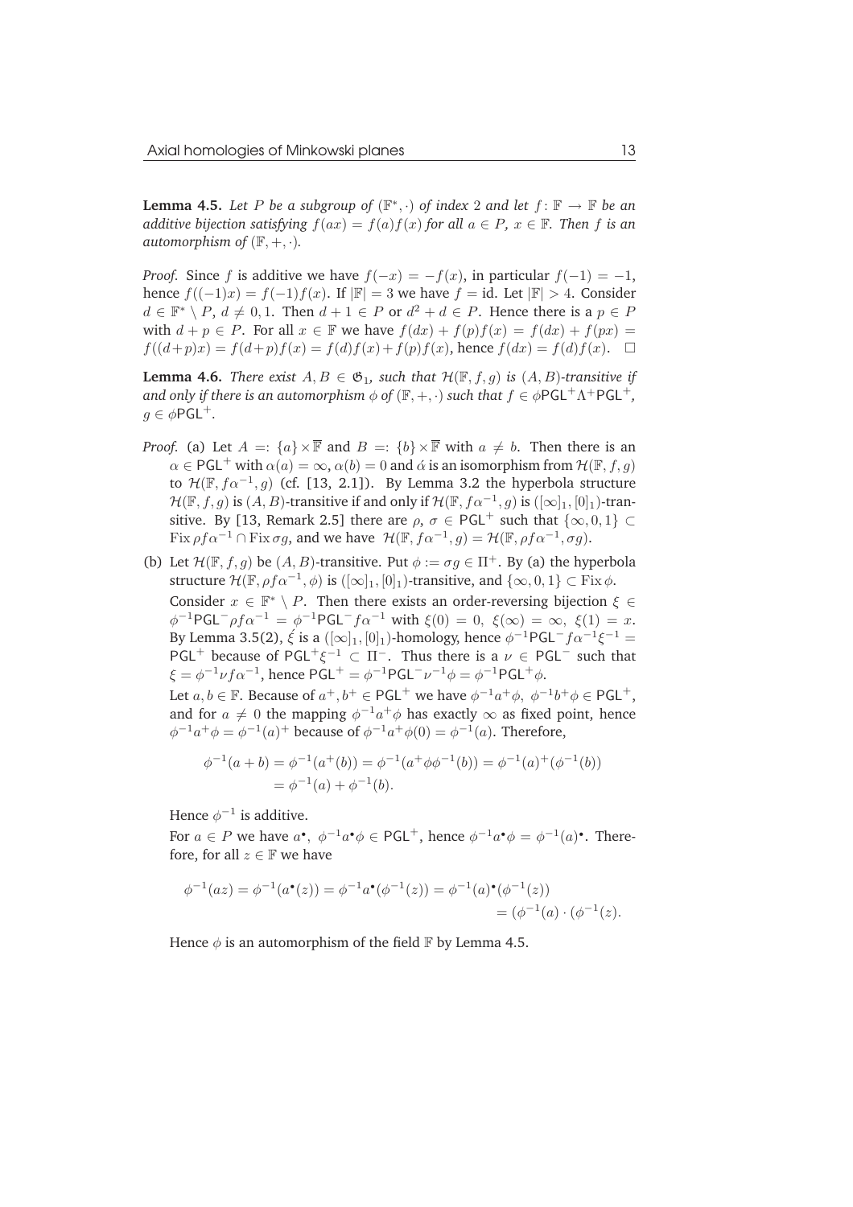**Lemma 4.5.** *Let $P$ be a subgroup of $(\mathbb{F}^*, \cdot)$ of index 2 and let $f\colon \mathbb{F} \to \mathbb{F}$ be an additive bijection satisfying $f(ax) = f(a)f(x)$ for all $a \in P$, $x \in \mathbb{F}$. Then $f$ is an automorphism of $(\mathbb{F}, +, \cdot)$.*

*Proof.* Since $f$ is additive we have $f(-x) = -f(x)$, in particular $f(-1) = -1$, hence $f((-1)x) = f(-1)f(x)$. If $|\mathbb{F}| = 3$ we have $f = \mathrm{id}$. Let $|\mathbb{F}| > 4$. Consider $d \in \mathbb{F}^* \setminus P$, $d \neq 0, 1$. Then $d + 1 \in P$ or $d^2 + d \in P$. Hence there is a $p \in P$ with $d + p \in P$. For all $x \in \mathbb{F}$ we have $f(dx) + f(p)f(x) = f(dx) + f(px) = f((d+p)x) = f(d+p)f(x) = f(d)f(x) + f(p)f(x)$, hence $f(dx) = f(d)f(x)$. $\square$

**Lemma 4.6.** *There exist $A, B \in \mathfrak{G}_1$, such that $\mathcal{H}(\mathbb{F}, f, g)$ is $(A, B)$-transitive if and only if there is an automorphism $\phi$ of $(\mathbb{F}, +, \cdot)$ such that $f \in \phi\mathsf{PGL}^+\Lambda^+\mathsf{PGL}^+$, $g \in \phi\mathsf{PGL}^+$.*

*Proof.* (a) Let $A =: \{a\} \times \overline{\mathbb{F}}$ and $B =: \{b\} \times \overline{\mathbb{F}}$ with $a \neq b$. Then there is an $\alpha \in \mathsf{PGL}^+$ with $\alpha(a) = \infty$, $\alpha(b) = 0$ and $\acute{\alpha}$ is an isomorphism from $\mathcal{H}(\mathbb{F}, f, g)$ to $\mathcal{H}(\mathbb{F}, f\alpha^{-1}, g)$ (cf. [13, 2.1]). By Lemma 3.2 the hyperbola structure $\mathcal{H}(\mathbb{F}, f, g)$ is $(A, B)$-transitive if and only if $\mathcal{H}(\mathbb{F}, f\alpha^{-1}, g)$ is $([\infty]_1, [0]_1)$-transitive. By [13, Remark 2.5] there are $\rho$, $\sigma \in \mathsf{PGL}^+$ such that $\{\infty, 0, 1\} \subset \operatorname{Fix} \rho f \alpha^{-1} \cap \operatorname{Fix} \sigma g$, and we have $\mathcal{H}(\mathbb{F}, f\alpha^{-1}, g) = \mathcal{H}(\mathbb{F}, \rho f \alpha^{-1}, \sigma g)$.

(b) Let $\mathcal{H}(\mathbb{F}, f, g)$ be $(A, B)$-transitive. Put $\phi := \sigma g \in \Pi^+$. By (a) the hyperbola structure $\mathcal{H}(\mathbb{F}, \rho f \alpha^{-1}, \phi)$ is $([\infty]_1, [0]_1)$-transitive, and $\{\infty, 0, 1\} \subset \operatorname{Fix} \phi$.

Consider $x \in \mathbb{F}^* \setminus P$. Then there exists an order-reversing bijection $\xi \in \phi^{-1}\mathsf{PGL}^- \rho f \alpha^{-1} = \phi^{-1}\mathsf{PGL}^- f \alpha^{-1}$ with $\xi(0) = 0$, $\xi(\infty) = \infty$, $\xi(1) = x$. By Lemma 3.5(2), $\acute{\xi}$ is a $([\infty]_1, [0]_1)$-homology, hence $\phi^{-1}\mathsf{PGL}^- f \alpha^{-1} \xi^{-1} = \mathsf{PGL}^+$ because of $\mathsf{PGL}^+ \xi^{-1} \subset \Pi^-$. Thus there is a $\nu \in \mathsf{PGL}^-$ such that $\xi = \phi^{-1} \nu f \alpha^{-1}$, hence $\mathsf{PGL}^+ = \phi^{-1}\mathsf{PGL}^- \nu^{-1} \phi = \phi^{-1}\mathsf{PGL}^+ \phi$.

Let $a, b \in \mathbb{F}$. Because of $a^+, b^+ \in \mathsf{PGL}^+$ we have $\phi^{-1} a^+ \phi$, $\phi^{-1} b^+ \phi \in \mathsf{PGL}^+$, and for $a \neq 0$ the mapping $\phi^{-1} a^+ \phi$ has exactly $\infty$ as fixed point, hence $\phi^{-1} a^+ \phi = \phi^{-1}(a)^+$ because of $\phi^{-1} a^+ \phi(0) = \phi^{-1}(a)$. Therefore,

$$
\begin{aligned}
\phi^{-1}(a + b) = \phi^{-1}(a^+(b)) = \phi^{-1}(a^+ \phi \phi^{-1}(b)) = \phi^{-1}(a)^+(\phi^{-1}(b)) \\
= \phi^{-1}(a) + \phi^{-1}(b).
\end{aligned}
$$

Hence $\phi^{-1}$ is additive.

For $a \in P$ we have $a^\bullet$, $\phi^{-1} a^\bullet \phi \in \mathsf{PGL}^+$, hence $\phi^{-1} a^\bullet \phi = \phi^{-1}(a)^\bullet$. Therefore, for all $z \in \mathbb{F}$ we have

$$
\begin{aligned}
\phi^{-1}(az) = \phi^{-1}(a^\bullet(z)) = \phi^{-1} a^\bullet (\phi^{-1}(z)) = \phi^{-1}(a)^\bullet(\phi^{-1}(z)) \\
= (\phi^{-1}(a) \cdot (\phi^{-1}(z)).
\end{aligned}
$$

Hence $\phi$ is an automorphism of the field $\mathbb{F}$ by Lemma 4.5.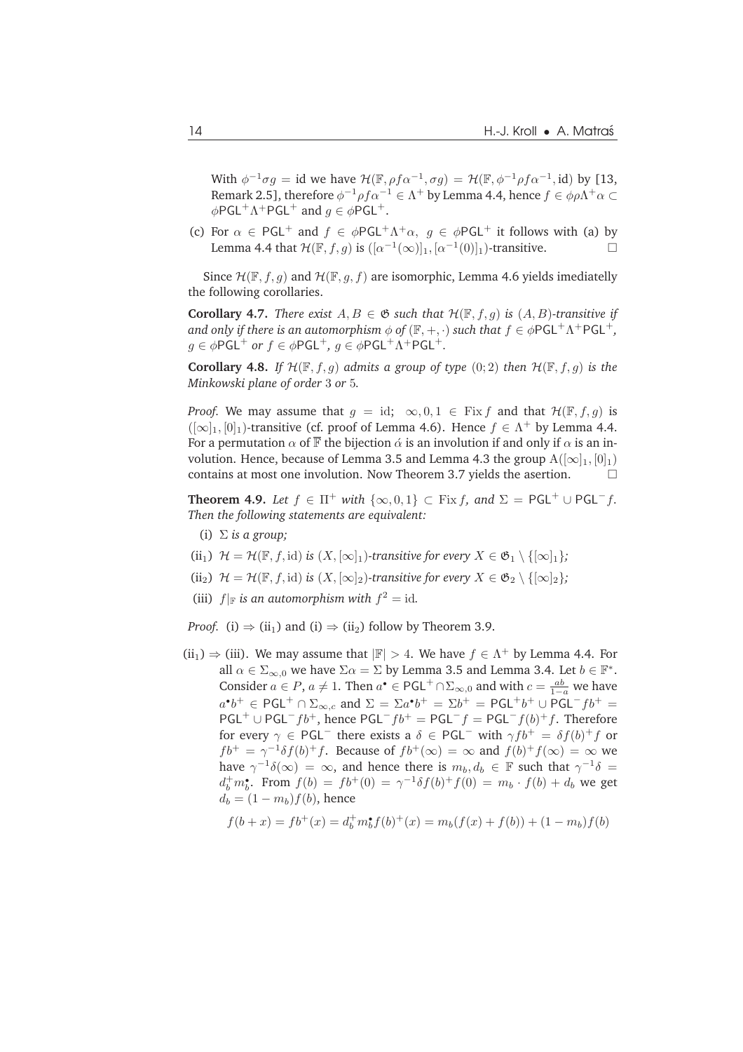With $\phi^{-1}\sigma g = \mathrm{id}$ we have $\mathcal{H}(\mathbb{F}, \rho f \alpha^{-1}, \sigma g) = \mathcal{H}(\mathbb{F}, \phi^{-1}\rho f \alpha^{-1}, \mathrm{id})$ by [13, Remark 2.5], therefore $\phi^{-1}\rho f \alpha^{-1} \in \Lambda^+$ by Lemma 4.4, hence $f \in \phi\rho\Lambda^+\alpha \subset \phi\mathsf{PGL}^+\Lambda^+\mathsf{PGL}^+$ and $g \in \phi\mathsf{PGL}^+$.

(c) For $\alpha \in \mathsf{PGL}^+$ and $f \in \phi\mathsf{PGL}^+\Lambda^+\alpha$, $g \in \phi\mathsf{PGL}^+$ it follows with (a) by Lemma 4.4 that $\mathcal{H}(\mathbb{F}, f, g)$ is $([\alpha^{-1}(\infty)]_1, [\alpha^{-1}(0)]_1)$-transitive. □

Since $\mathcal{H}(\mathbb{F}, f, g)$ and $\mathcal{H}(\mathbb{F}, g, f)$ are isomorphic, Lemma 4.6 yields imediatelly the following corollaries.

**Corollary 4.7.** *There exist $A, B \in \mathfrak{G}$ such that $\mathcal{H}(\mathbb{F}, f, g)$ is $(A, B)$-transitive if and only if there is an automorphism $\phi$ of $(\mathbb{F}, +, \cdot)$ such that $f \in \phi\mathsf{PGL}^+\Lambda^+\mathsf{PGL}^+$, $g \in \phi\mathsf{PGL}^+$ or $f \in \phi\mathsf{PGL}^+$, $g \in \phi\mathsf{PGL}^+\Lambda^+\mathsf{PGL}^+$.*

**Corollary 4.8.** *If $\mathcal{H}(\mathbb{F}, f, g)$ admits a group of type $(0; 2)$ then $\mathcal{H}(\mathbb{F}, f, g)$ is the Minkowski plane of order 3 or 5.*

*Proof.* We may assume that $g = \mathrm{id}$; $\infty, 0, 1 \in \mathrm{Fix}\, f$ and that $\mathcal{H}(\mathbb{F}, f, g)$ is $([\infty]_1, [0]_1)$-transitive (cf. proof of Lemma 4.6). Hence $f \in \Lambda^+$ by Lemma 4.4. For a permutation $\alpha$ of $\overline{\mathbb{F}}$ the bijection $\acute{\alpha}$ is an involution if and only if $\alpha$ is an involution. Hence, because of Lemma 3.5 and Lemma 4.3 the group $\mathrm{A}([\infty]_1, [0]_1)$ contains at most one involution. Now Theorem 3.7 yields the asertion. □

**Theorem 4.9.** *Let $f \in \Pi^+$ with $\{\infty, 0, 1\} \subset \mathrm{Fix}\, f$, and $\Sigma = \mathsf{PGL}^+ \cup \mathsf{PGL}^- f$. Then the following statements are equivalent:*

(i) *$\Sigma$ is a group;*

(ii$_1$) *$\mathcal{H} = \mathcal{H}(\mathbb{F}, f, \mathrm{id})$ is $(X, [\infty]_1)$-transitive for every $X \in \mathfrak{G}_1 \setminus \{[\infty]_1\}$;*

(ii$_2$) *$\mathcal{H} = \mathcal{H}(\mathbb{F}, f, \mathrm{id})$ is $(X, [\infty]_2)$-transitive for every $X \in \mathfrak{G}_2 \setminus \{[\infty]_2\}$;*

(iii) *$f|_{\mathbb{F}}$ is an automorphism with $f^2 = \mathrm{id}$.*

*Proof.* (i) $\Rightarrow$ (ii$_1$) and (i) $\Rightarrow$ (ii$_2$) follow by Theorem 3.9.

(ii$_1$) $\Rightarrow$ (iii). We may assume that $|\mathbb{F}| > 4$. We have $f \in \Lambda^+$ by Lemma 4.4. For all $\alpha \in \Sigma_{\infty,0}$ we have $\Sigma\alpha = \Sigma$ by Lemma 3.5 and Lemma 3.4. Let $b \in \mathbb{F}^*$. Consider $a \in P$, $a \neq 1$. Then $a^\bullet \in \mathsf{PGL}^+ \cap \Sigma_{\infty,0}$ and with $c = \frac{ab}{1-a}$ we have $a^\bullet b^+ \in \mathsf{PGL}^+ \cap \Sigma_{\infty,c}$ and $\Sigma = \Sigma a^\bullet b^+ = \Sigma b^+ = \mathsf{PGL}^+ b^+ \cup \mathsf{PGL}^- f b^+ = \mathsf{PGL}^+ \cup \mathsf{PGL}^- f b^+$, hence $\mathsf{PGL}^- f b^+ = \mathsf{PGL}^- f = \mathsf{PGL}^- f(b)^+ f$. Therefore for every $\gamma \in \mathsf{PGL}^-$ there exists a $\delta \in \mathsf{PGL}^-$ with $\gamma f b^+ = \delta f(b)^+ f$ or $f b^+ = \gamma^{-1}\delta f(b)^+ f$. Because of $f b^+(\infty) = \infty$ and $f(b)^+ f(\infty) = \infty$ we have $\gamma^{-1}\delta(\infty) = \infty$, and hence there is $m_b, d_b \in \mathbb{F}$ such that $\gamma^{-1}\delta = d_b^+ m_b^\bullet$. From $f(b) = f b^+(0) = \gamma^{-1}\delta f(b)^+ f(0) = m_b \cdot f(b) + d_b$ we get $d_b = (1 - m_b) f(b)$, hence

$$f(b + x) = f b^+(x) = d_b^+ m_b^\bullet f(b)^+(x) = m_b(f(x) + f(b)) + (1 - m_b) f(b)$$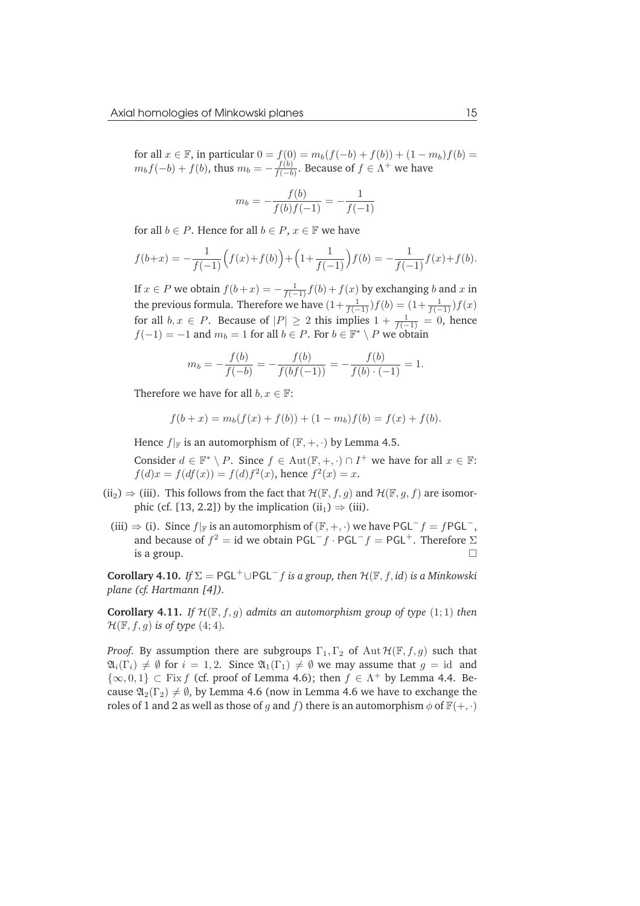for all $x \in \mathbb{F}$, in particular $0 = f(0) = m_b(f(-b) + f(b)) + (1 - m_b)f(b) = m_b f(-b) + f(b)$, thus $m_b = -\frac{f(b)}{f(-b)}$. Because of $f \in \Lambda^+$ we have

$$m_b = -\frac{f(b)}{f(b)f(-1)} = -\frac{1}{f(-1)}$$

for all $b \in P$. Hence for all $b \in P$, $x \in \mathbb{F}$ we have

$$f(b+x) = -\frac{1}{f(-1)}\Big(f(x)+f(b)\Big)+\Big(1+\frac{1}{f(-1)}\Big)f(b) = -\frac{1}{f(-1)}f(x)+f(b).$$

If $x \in P$ we obtain $f(b+x) = -\frac{1}{f(-1)}f(b) + f(x)$ by exchanging $b$ and $x$ in the previous formula. Therefore we have $(1+\frac{1}{f(-1)})f(b) = (1+\frac{1}{f(-1)})f(x)$ for all $b, x \in P$. Because of $|P| \geq 2$ this implies $1 + \frac{1}{f(-1)} = 0$, hence $f(-1) = -1$ and $m_b = 1$ for all $b \in P$. For $b \in \mathbb{F}^* \setminus P$ we obtain

$$m_b = -\frac{f(b)}{f(-b)} = -\frac{f(b)}{f(bf(-1))} = -\frac{f(b)}{f(b) \cdot (-1)} = 1.$$

Therefore we have for all $b, x \in \mathbb{F}$:

$$f(b+x) = m_b(f(x) + f(b)) + (1 - m_b)f(b) = f(x) + f(b).$$

Hence $f|_{\mathbb{F}}$ is an automorphism of $(\mathbb{F}, +, \cdot)$ by Lemma 4.5.

Consider $d \in \mathbb{F}^* \setminus P$. Since $f \in \mathrm{Aut}(\mathbb{F}, +, \cdot) \cap I^+$ we have for all $x \in \mathbb{F}$: $f(d)x = f(df(x)) = f(d)f^2(x)$, hence $f^2(x) = x$.

$(\mathrm{ii}_2) \Rightarrow$ (iii). This follows from the fact that $\mathcal{H}(\mathbb{F}, f, g)$ and $\mathcal{H}(\mathbb{F}, g, f)$ are isomorphic (cf. [13, 2.2]) by the implication $(\mathrm{ii}_1) \Rightarrow$ (iii).

(iii) $\Rightarrow$ (i). Since $f|_{\mathbb{F}}$ is an automorphism of $(\mathbb{F}, +, \cdot)$ we have $\mathsf{PGL}^- f = f\mathsf{PGL}^-$, and because of $f^2 = \mathrm{id}$ we obtain $\mathsf{PGL}^- f \cdot \mathsf{PGL}^- f = \mathsf{PGL}^+$. Therefore $\Sigma$ is a group. □

**Corollary 4.10.** *If $\Sigma = \mathsf{PGL}^+ \cup \mathsf{PGL}^- f$ is a group, then $\mathcal{H}(\mathbb{F}, f, id)$ is a Minkowski plane (cf. Hartmann [4]).*

**Corollary 4.11.** *If $\mathcal{H}(\mathbb{F}, f, g)$ admits an automorphism group of type $(1; 1)$ then $\mathcal{H}(\mathbb{F}, f, g)$ is of type $(4; 4)$.*

*Proof.* By assumption there are subgroups $\Gamma_1, \Gamma_2$ of $\mathrm{Aut}\,\mathcal{H}(\mathbb{F}, f, g)$ such that $\mathfrak{A}_i(\Gamma_i) \neq \emptyset$ for $i = 1, 2$. Since $\mathfrak{A}_1(\Gamma_1) \neq \emptyset$ we may assume that $g = \mathrm{id}$ and $\{\infty, 0, 1\} \subset \mathrm{Fix}\, f$ (cf. proof of Lemma 4.6); then $f \in \Lambda^+$ by Lemma 4.4. Because $\mathfrak{A}_2(\Gamma_2) \neq \emptyset$, by Lemma 4.6 (now in Lemma 4.6 we have to exchange the roles of 1 and 2 as well as those of $g$ and $f$) there is an automorphism $\phi$ of $\mathbb{F}(+, \cdot)$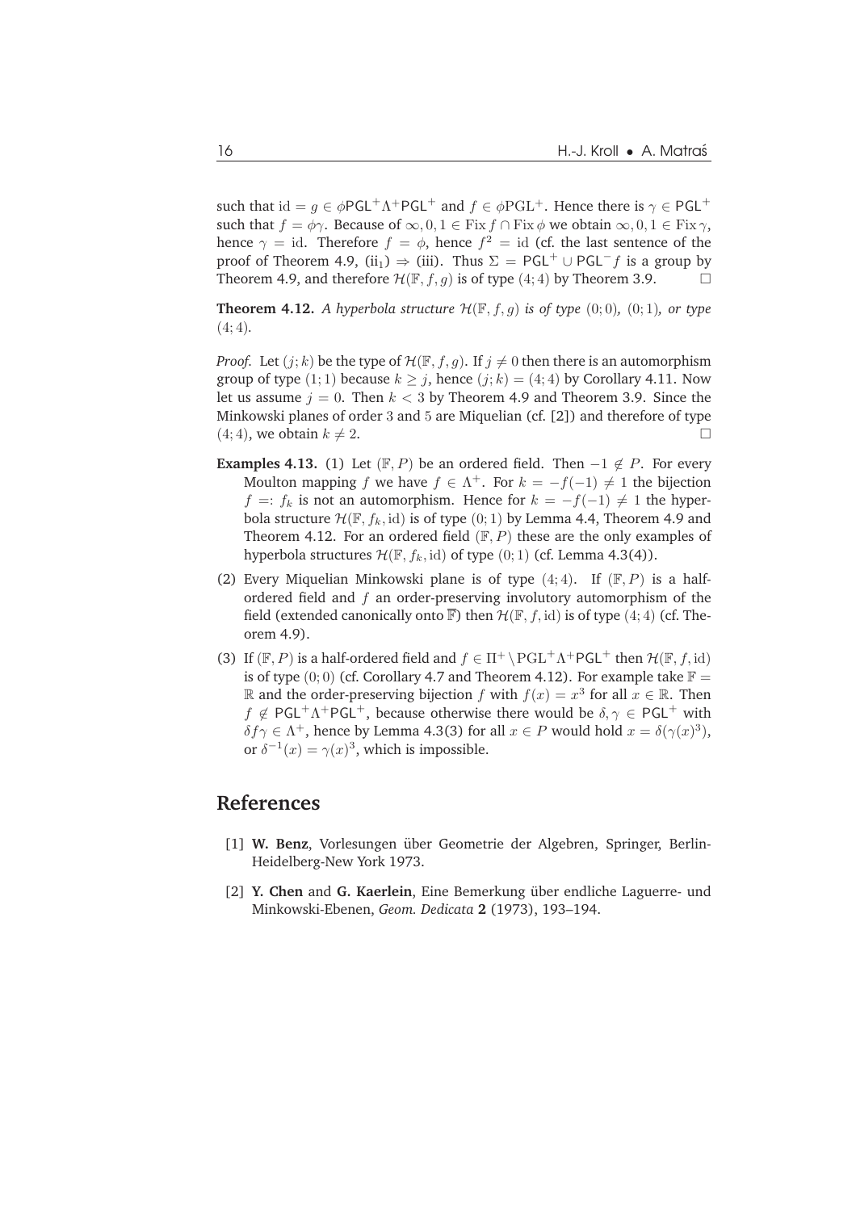such that $\mathrm{id} = g \in \phi\mathsf{PGL}^+\Lambda^+\mathsf{PGL}^+$ and $f \in \phi\mathrm{PGL}^+$. Hence there is $\gamma \in \mathsf{PGL}^+$ such that $f = \phi\gamma$. Because of $\infty, 0, 1 \in \mathrm{Fix}\, f \cap \mathrm{Fix}\, \phi$ we obtain $\infty, 0, 1 \in \mathrm{Fix}\, \gamma$, hence $\gamma = \mathrm{id}$. Therefore $f = \phi$, hence $f^2 = \mathrm{id}$ (cf. the last sentence of the proof of Theorem 4.9, (ii$_1$) $\Rightarrow$ (iii). Thus $\Sigma = \mathsf{PGL}^+ \cup \mathsf{PGL}^- f$ is a group by Theorem 4.9, and therefore $\mathcal{H}(\mathbb{F}, f, g)$ is of type $(4;4)$ by Theorem 3.9. $\square$

**Theorem 4.12.** *A hyperbola structure $\mathcal{H}(\mathbb{F}, f, g)$ is of type $(0;0)$, $(0;1)$, or type $(4;4)$.*

*Proof.* Let $(j;k)$ be the type of $\mathcal{H}(\mathbb{F}, f, g)$. If $j \neq 0$ then there is an automorphism group of type $(1;1)$ because $k \geq j$, hence $(j;k) = (4;4)$ by Corollary 4.11. Now let us assume $j = 0$. Then $k < 3$ by Theorem 4.9 and Theorem 3.9. Since the Minkowski planes of order $3$ and $5$ are Miquelian (cf. [2]) and therefore of type $(4;4)$, we obtain $k \neq 2$. $\square$

**Examples 4.13.** (1) Let $(\mathbb{F}, P)$ be an ordered field. Then $-1 \notin P$. For every Moulton mapping $f$ we have $f \in \Lambda^+$. For $k = -f(-1) \neq 1$ the bijection $f =: f_k$ is not an automorphism. Hence for $k = -f(-1) \neq 1$ the hyperbola structure $\mathcal{H}(\mathbb{F}, f_k, \mathrm{id})$ is of type $(0;1)$ by Lemma 4.4, Theorem 4.9 and Theorem 4.12. For an ordered field $(\mathbb{F}, P)$ these are the only examples of hyperbola structures $\mathcal{H}(\mathbb{F}, f_k, \mathrm{id})$ of type $(0;1)$ (cf. Lemma 4.3(4)).

(2) Every Miquelian Minkowski plane is of type $(4;4)$. If $(\mathbb{F}, P)$ is a half-ordered field and $f$ an order-preserving involutory automorphism of the field (extended canonically onto $\overline{\mathbb{F}}$) then $\mathcal{H}(\mathbb{F}, f, \mathrm{id})$ is of type $(4;4)$ (cf. Theorem 4.9).

(3) If $(\mathbb{F}, P)$ is a half-ordered field and $f \in \Pi^+ \setminus \mathrm{PGL}^+\Lambda^+\mathsf{PGL}^+$ then $\mathcal{H}(\mathbb{F}, f, \mathrm{id})$ is of type $(0;0)$ (cf. Corollary 4.7 and Theorem 4.12). For example take $\mathbb{F} = \mathbb{R}$ and the order-preserving bijection $f$ with $f(x) = x^3$ for all $x \in \mathbb{R}$. Then $f \notin \mathsf{PGL}^+\Lambda^+\mathsf{PGL}^+$, because otherwise there would be $\delta, \gamma \in \mathsf{PGL}^+$ with $\delta f \gamma \in \Lambda^+$, hence by Lemma 4.3(3) for all $x \in P$ would hold $x = \delta(\gamma(x)^3)$, or $\delta^{-1}(x) = \gamma(x)^3$, which is impossible.

## References

[1] **W. Benz**, Vorlesungen über Geometrie der Algebren, Springer, Berlin-Heidelberg-New York 1973.

[2] **Y. Chen** and **G. Kaerlein**, Eine Bemerkung über endliche Laguerre- und Minkowski-Ebenen, *Geom. Dedicata* **2** (1973), 193–194.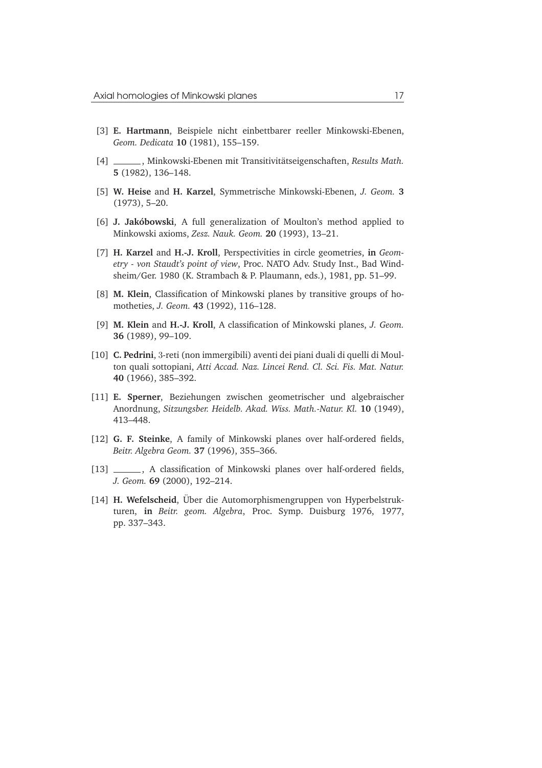[3] **E. Hartmann**, Beispiele nicht einbettbarer reeller Minkowski-Ebenen, *Geom. Dedicata* **10** (1981), 155–159.

[4] ______, Minkowski-Ebenen mit Transitivitätseigenschaften, *Results Math.* **5** (1982), 136–148.

[5] **W. Heise** and **H. Karzel**, Symmetrische Minkowski-Ebenen, *J. Geom.* **3** (1973), 5–20.

[6] **J. Jakóbowski**, A full generalization of Moulton's method applied to Minkowski axioms, *Zesz. Nauk. Geom.* **20** (1993), 13–21.

[7] **H. Karzel** and **H.-J. Kroll**, Perspectivities in circle geometries, **in** *Geometry - von Staudt's point of view*, Proc. NATO Adv. Study Inst., Bad Windsheim/Ger. 1980 (K. Strambach & P. Plaumann, eds.), 1981, pp. 51–99.

[8] **M. Klein**, Classification of Minkowski planes by transitive groups of homotheties, *J. Geom.* **43** (1992), 116–128.

[9] **M. Klein** and **H.-J. Kroll**, A classification of Minkowski planes, *J. Geom.* **36** (1989), 99–109.

[10] **C. Pedrini**, 3-reti (non immergibili) aventi dei piani duali di quelli di Moulton quali sottopiani, *Atti Accad. Naz. Lincei Rend. Cl. Sci. Fis. Mat. Natur.* **40** (1966), 385–392.

[11] **E. Sperner**, Beziehungen zwischen geometrischer und algebraischer Anordnung, *Sitzungsber. Heidelb. Akad. Wiss. Math.-Natur. Kl.* **10** (1949), 413–448.

[12] **G. F. Steinke**, A family of Minkowski planes over half-ordered fields, *Beitr. Algebra Geom.* **37** (1996), 355–366.

[13] ______, A classification of Minkowski planes over half-ordered fields, *J. Geom.* **69** (2000), 192–214.

[14] **H. Wefelscheid**, Über die Automorphismengruppen von Hyperbelstrukturen, **in** *Beitr. geom. Algebra*, Proc. Symp. Duisburg 1976, 1977, pp. 337–343.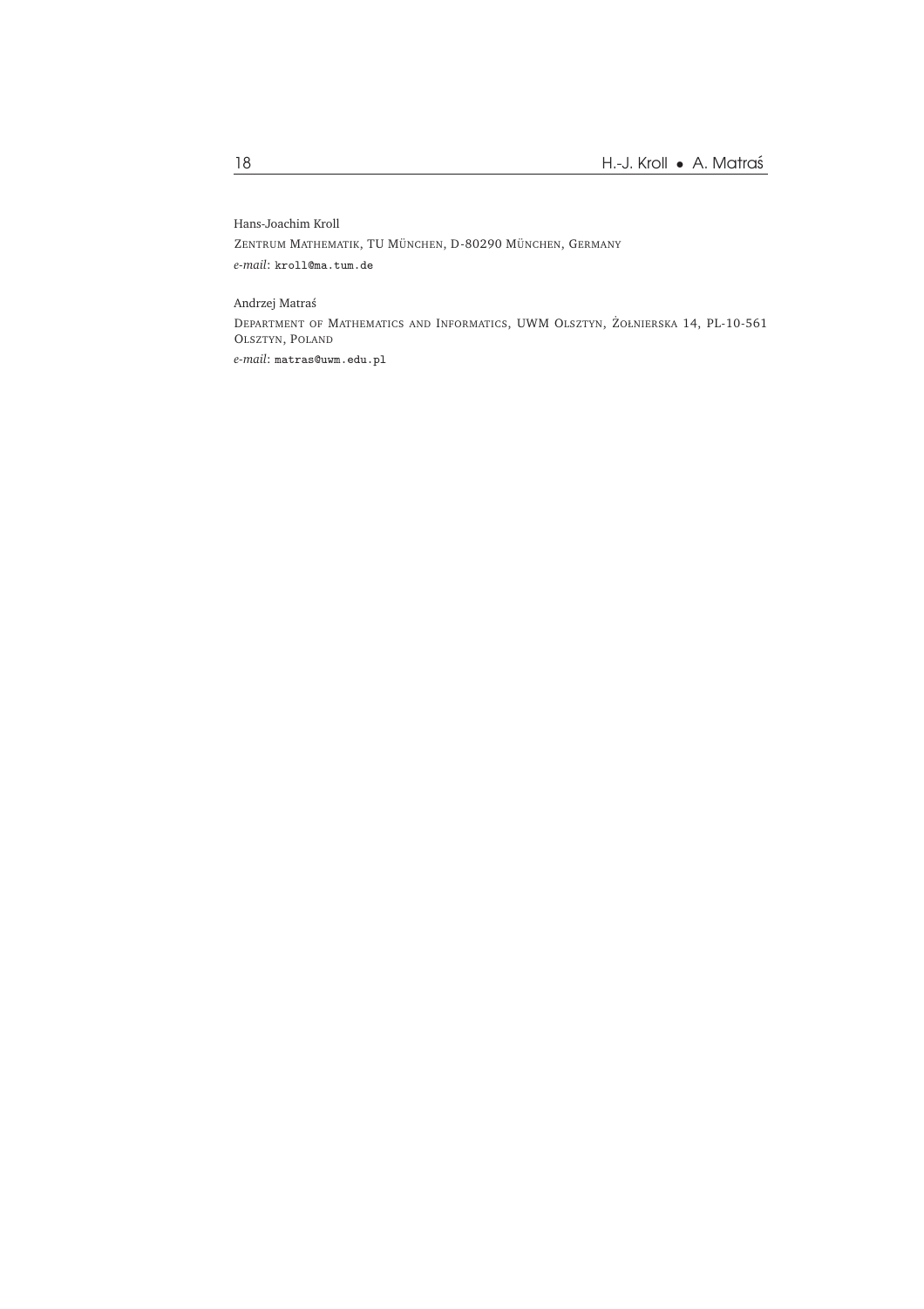Hans-Joachim Kroll

Zentrum Mathematik, TU München, D-80290 München, Germany

*e-mail*: kroll@ma.tum.de

Andrzej Matraś

Department of Mathematics and Informatics, UWM Olsztyn, Żołnierska 14, PL-10-561 Olsztyn, Poland

*e-mail*: matras@uwm.edu.pl